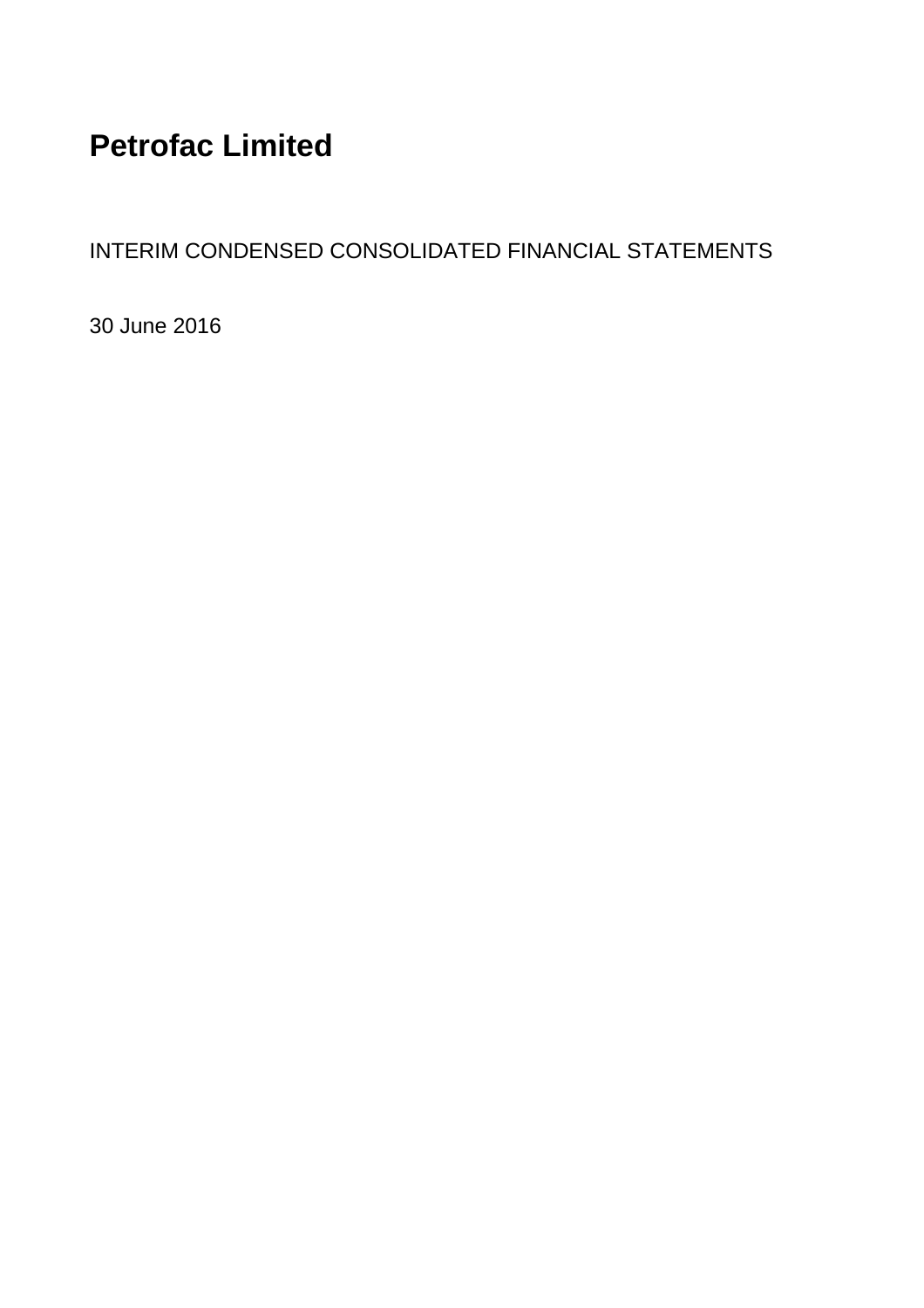# Petrofac Limited

INTERIM CONDENSED CONSOLIDATED FINANCIAL STATEMENTS

30 June 2016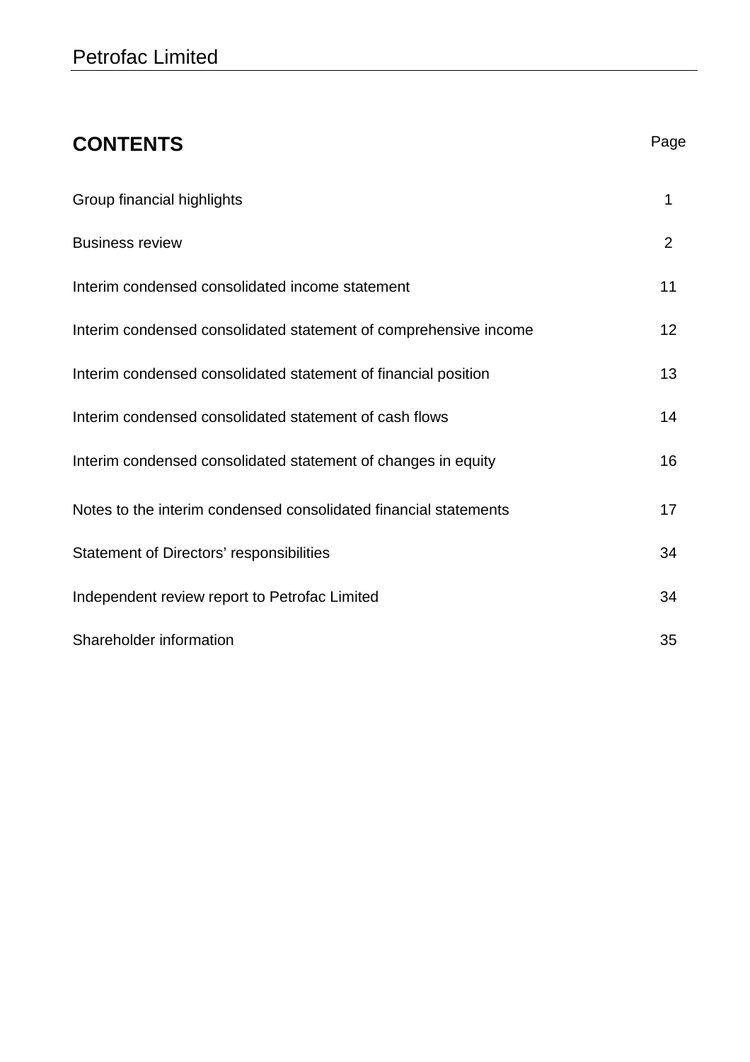# CONTENTS

| | Page |
|---|---|
| Group financial highlights | 1 |
| Business review | 2 |
| Interim condensed consolidated income statement | 11 |
| Interim condensed consolidated statement of comprehensive income | 12 |
| Interim condensed consolidated statement of financial position | 13 |
| Interim condensed consolidated statement of cash flows | 14 |
| Interim condensed consolidated statement of changes in equity | 16 |
| Notes to the interim condensed consolidated financial statements | 17 |
| Statement of Directors' responsibilities | 34 |
| Independent review report to Petrofac Limited | 34 |
| Shareholder information | 35 |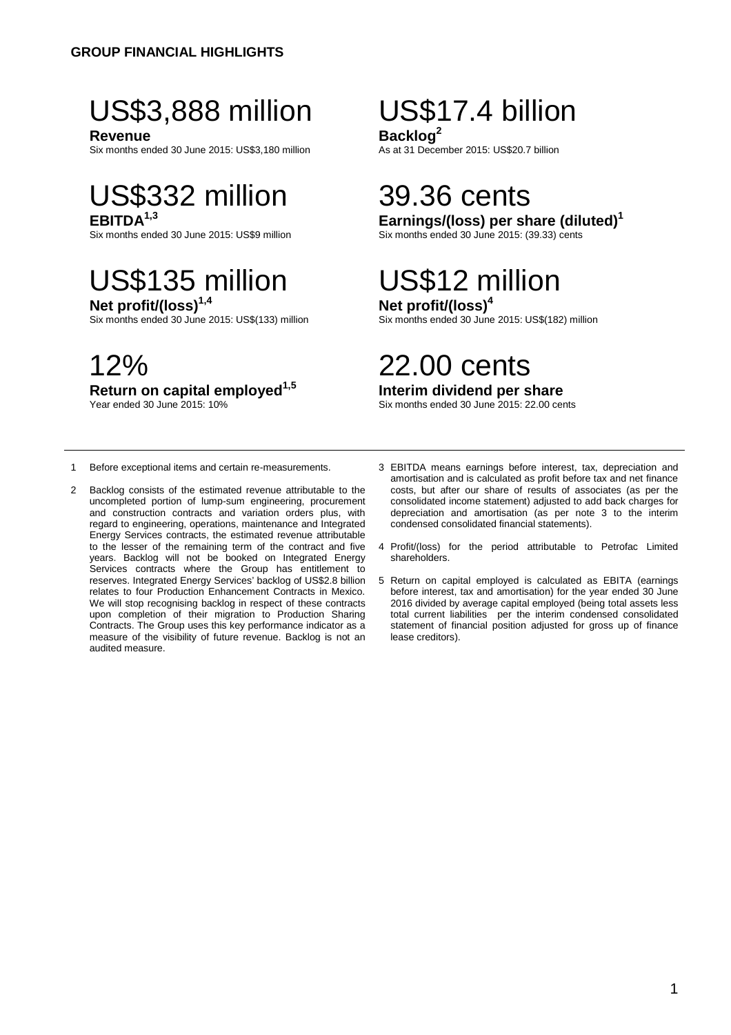**GROUP FINANCIAL HIGHLIGHTS**

US$3,888 million
**Revenue**
Six months ended 30 June 2015: US$3,180 million

US$17.4 billion
**Backlog**[2]
As at 31 December 2015: US$20.7 billion

US$332 million
**EBITDA**[1,3]
Six months ended 30 June 2015: US$9 million

39.36 cents
**Earnings/(loss) per share (diluted)**[1]
Six months ended 30 June 2015: (39.33) cents

US$135 million
**Net profit/(loss)**[1,4]
Six months ended 30 June 2015: US$(133) million

US$12 million
**Net profit/(loss)**[4]
Six months ended 30 June 2015: US$(182) million

12%
**Return on capital employed**[1,5]
Year ended 30 June 2015: 10%

22.00 cents
**Interim dividend per share**
Six months ended 30 June 2015: 22.00 cents

---

1 Before exceptional items and certain re-measurements.

2 Backlog consists of the estimated revenue attributable to the uncompleted portion of lump-sum engineering, procurement and construction contracts and variation orders plus, with regard to engineering, operations, maintenance and Integrated Energy Services contracts, the estimated revenue attributable to the lesser of the remaining term of the contract and five years. Backlog will not be booked on Integrated Energy Services contracts where the Group has entitlement to reserves. Integrated Energy Services' backlog of US$2.8 billion relates to four Production Enhancement Contracts in Mexico. We will stop recognising backlog in respect of these contracts upon completion of their migration to Production Sharing Contracts. The Group uses this key performance indicator as a measure of the visibility of future revenue. Backlog is not an audited measure.

3 EBITDA means earnings before interest, tax, depreciation and amortisation and is calculated as profit before tax and net finance costs, but after our share of results of associates (as per the consolidated income statement) adjusted to add back charges for depreciation and amortisation (as per note 3 to the interim condensed consolidated financial statements).

4 Profit/(loss) for the period attributable to Petrofac Limited shareholders.

5 Return on capital employed is calculated as EBITA (earnings before interest, tax and amortisation) for the year ended 30 June 2016 divided by average capital employed (being total assets less total current liabilities per the interim condensed consolidated statement of financial position adjusted for gross up of finance lease creditors).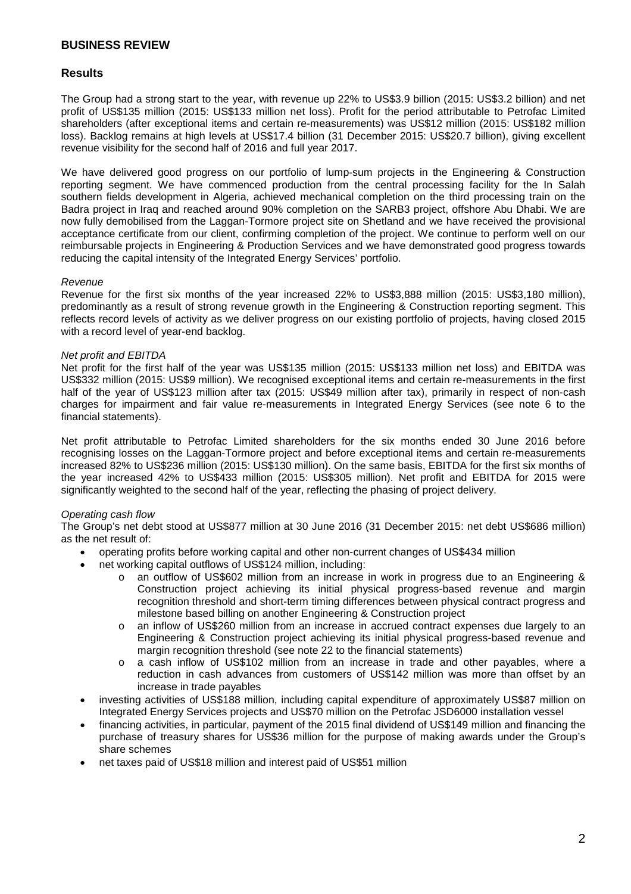# BUSINESS REVIEW

## Results

The Group had a strong start to the year, with revenue up 22% to US$3.9 billion (2015: US$3.2 billion) and net profit of US$135 million (2015: US$133 million net loss). Profit for the period attributable to Petrofac Limited shareholders (after exceptional items and certain re-measurements) was US$12 million (2015: US$182 million loss). Backlog remains at high levels at US$17.4 billion (31 December 2015: US$20.7 billion), giving excellent revenue visibility for the second half of 2016 and full year 2017.

We have delivered good progress on our portfolio of lump-sum projects in the Engineering & Construction reporting segment. We have commenced production from the central processing facility for the In Salah southern fields development in Algeria, achieved mechanical completion on the third processing train on the Badra project in Iraq and reached around 90% completion on the SARB3 project, offshore Abu Dhabi. We are now fully demobilised from the Laggan-Tormore project site on Shetland and we have received the provisional acceptance certificate from our client, confirming completion of the project. We continue to perform well on our reimbursable projects in Engineering & Production Services and we have demonstrated good progress towards reducing the capital intensity of the Integrated Energy Services' portfolio.

*Revenue*

Revenue for the first six months of the year increased 22% to US$3,888 million (2015: US$3,180 million), predominantly as a result of strong revenue growth in the Engineering & Construction reporting segment. This reflects record levels of activity as we deliver progress on our existing portfolio of projects, having closed 2015 with a record level of year-end backlog.

*Net profit and EBITDA*

Net profit for the first half of the year was US$135 million (2015: US$133 million net loss) and EBITDA was US$332 million (2015: US$9 million). We recognised exceptional items and certain re-measurements in the first half of the year of US$123 million after tax (2015: US$49 million after tax), primarily in respect of non-cash charges for impairment and fair value re-measurements in Integrated Energy Services (see note 6 to the financial statements).

Net profit attributable to Petrofac Limited shareholders for the six months ended 30 June 2016 before recognising losses on the Laggan-Tormore project and before exceptional items and certain re-measurements increased 82% to US$236 million (2015: US$130 million). On the same basis, EBITDA for the first six months of the year increased 42% to US$433 million (2015: US$305 million). Net profit and EBITDA for 2015 were significantly weighted to the second half of the year, reflecting the phasing of project delivery.

*Operating cash flow*

The Group's net debt stood at US$877 million at 30 June 2016 (31 December 2015: net debt US$686 million) as the net result of:

- operating profits before working capital and other non-current changes of US$434 million
- net working capital outflows of US$124 million, including:
  - an outflow of US$602 million from an increase in work in progress due to an Engineering & Construction project achieving its initial physical progress-based revenue and margin recognition threshold and short-term timing differences between physical contract progress and milestone based billing on another Engineering & Construction project
  - an inflow of US$260 million from an increase in accrued contract expenses due largely to an Engineering & Construction project achieving its initial physical progress-based revenue and margin recognition threshold (see note 22 to the financial statements)
  - a cash inflow of US$102 million from an increase in trade and other payables, where a reduction in cash advances from customers of US$142 million was more than offset by an increase in trade payables
- investing activities of US$188 million, including capital expenditure of approximately US$87 million on Integrated Energy Services projects and US$70 million on the Petrofac JSD6000 installation vessel
- financing activities, in particular, payment of the 2015 final dividend of US$149 million and financing the purchase of treasury shares for US$36 million for the purpose of making awards under the Group's share schemes
- net taxes paid of US$18 million and interest paid of US$51 million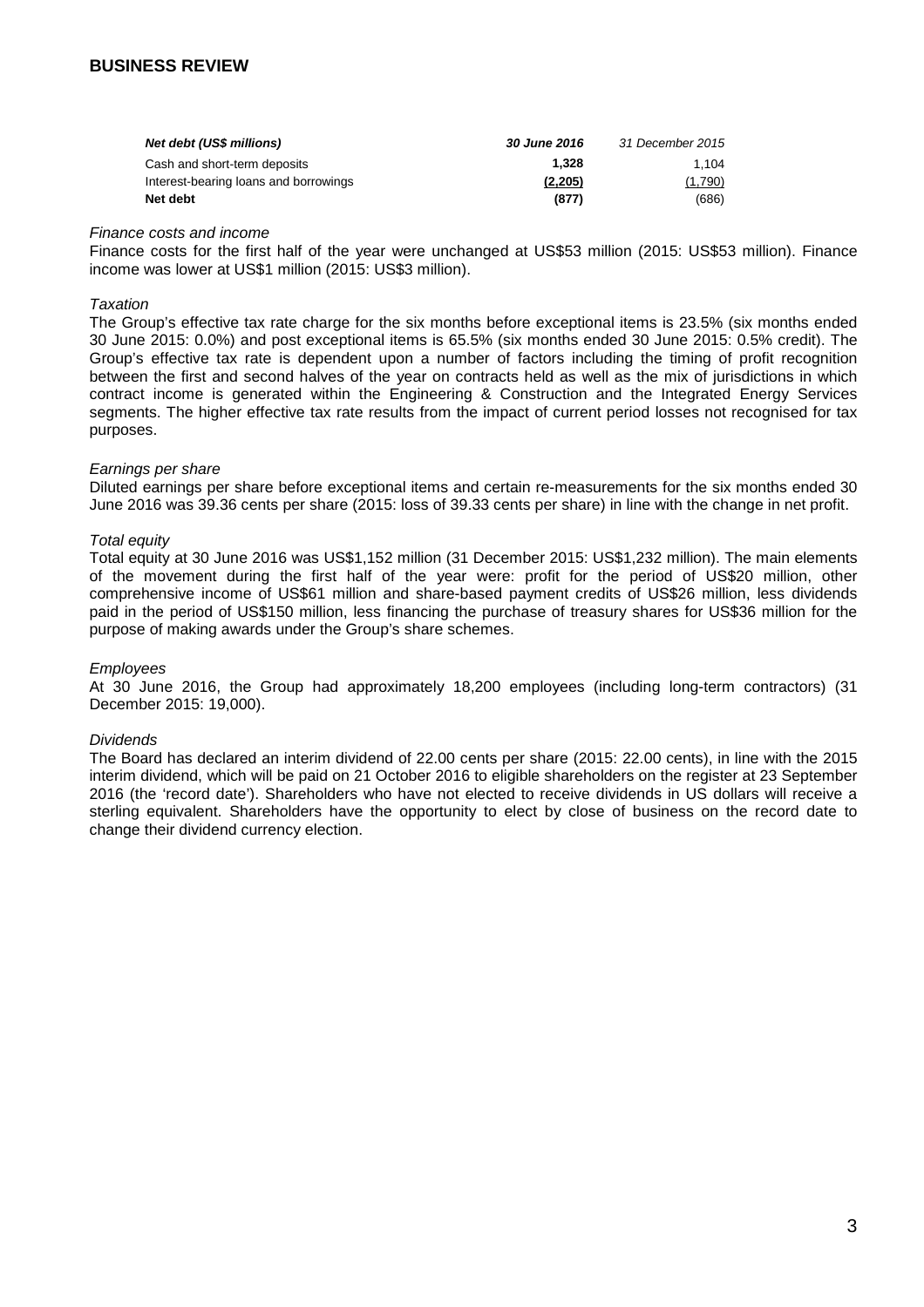## BUSINESS REVIEW

| ***Net debt (US$ millions)*** | ***30 June 2016*** | *31 December 2015* |
|---|---|---|
| Cash and short-term deposits | **1,328** | 1,104 |
| Interest-bearing loans and borrowings | **(2,205)** | (1,790) |
| **Net debt** | **(877)** | (686) |

*Finance costs and income*

Finance costs for the first half of the year were unchanged at US$53 million (2015: US$53 million). Finance income was lower at US$1 million (2015: US$3 million).

*Taxation*

The Group's effective tax rate charge for the six months before exceptional items is 23.5% (six months ended 30 June 2015: 0.0%) and post exceptional items is 65.5% (six months ended 30 June 2015: 0.5% credit). The Group's effective tax rate is dependent upon a number of factors including the timing of profit recognition between the first and second halves of the year on contracts held as well as the mix of jurisdictions in which contract income is generated within the Engineering & Construction and the Integrated Energy Services segments. The higher effective tax rate results from the impact of current period losses not recognised for tax purposes.

*Earnings per share*

Diluted earnings per share before exceptional items and certain re-measurements for the six months ended 30 June 2016 was 39.36 cents per share (2015: loss of 39.33 cents per share) in line with the change in net profit.

*Total equity*

Total equity at 30 June 2016 was US$1,152 million (31 December 2015: US$1,232 million). The main elements of the movement during the first half of the year were: profit for the period of US$20 million, other comprehensive income of US$61 million and share-based payment credits of US$26 million, less dividends paid in the period of US$150 million, less financing the purchase of treasury shares for US$36 million for the purpose of making awards under the Group's share schemes.

*Employees*

At 30 June 2016, the Group had approximately 18,200 employees (including long-term contractors) (31 December 2015: 19,000).

*Dividends*

The Board has declared an interim dividend of 22.00 cents per share (2015: 22.00 cents), in line with the 2015 interim dividend, which will be paid on 21 October 2016 to eligible shareholders on the register at 23 September 2016 (the 'record date'). Shareholders who have not elected to receive dividends in US dollars will receive a sterling equivalent. Shareholders have the opportunity to elect by close of business on the record date to change their dividend currency election.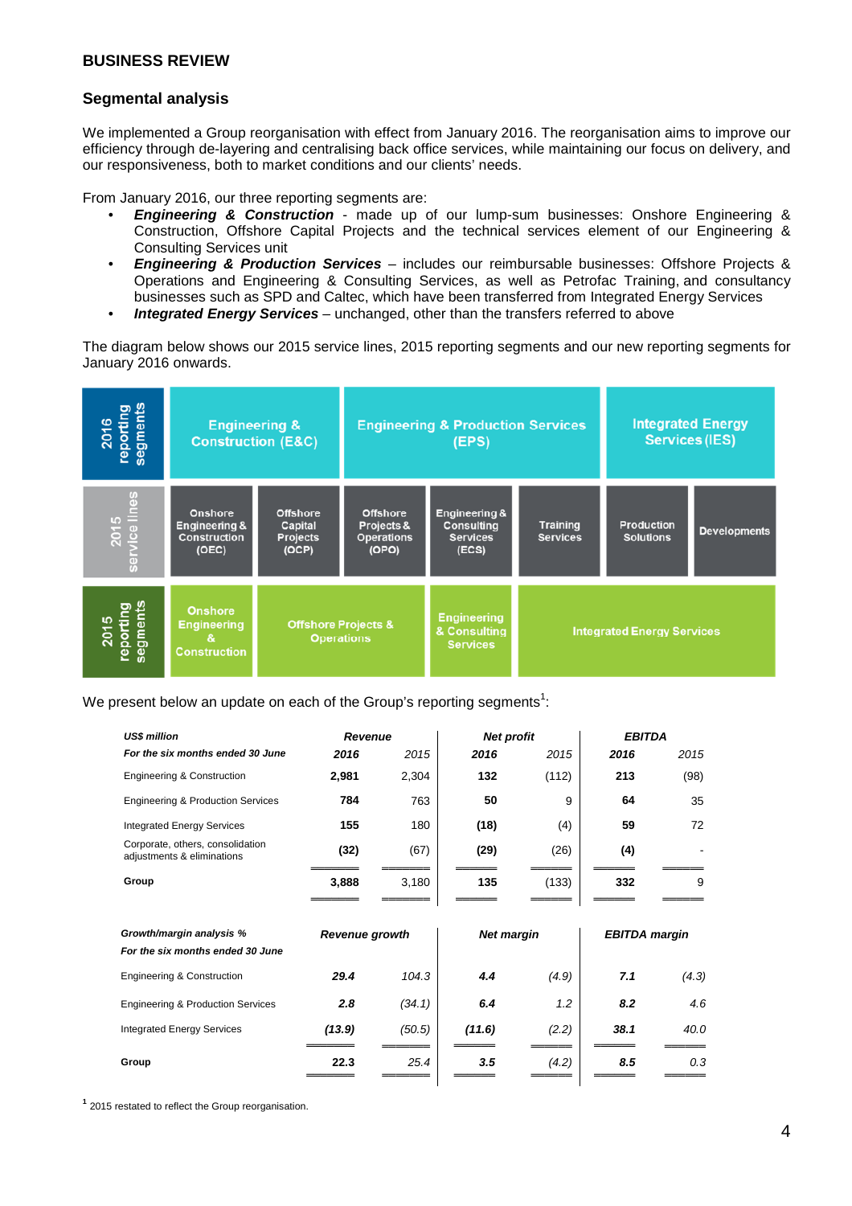## BUSINESS REVIEW

### Segmental analysis

We implemented a Group reorganisation with effect from January 2016. The reorganisation aims to improve our efficiency through de-layering and centralising back office services, while maintaining our focus on delivery, and our responsiveness, both to market conditions and our clients' needs.

From January 2016, our three reporting segments are:

- ***Engineering & Construction*** - made up of our lump-sum businesses: Onshore Engineering & Construction, Offshore Capital Projects and the technical services element of our Engineering & Consulting Services unit
- ***Engineering & Production Services*** – includes our reimbursable businesses: Offshore Projects & Operations and Engineering & Consulting Services, as well as Petrofac Training, and consultancy businesses such as SPD and Caltec, which have been transferred from Integrated Energy Services
- ***Integrated Energy Services*** – unchanged, other than the transfers referred to above

The diagram below shows our 2015 service lines, 2015 reporting segments and our new reporting segments for January 2016 onwards.

| 2016 reporting segments | Engineering & Construction (E&C) | | Engineering & Production Services (EPS) | | | Integrated Energy Services (IES) | |
|---|---|---|---|---|---|---|---|
| 2015 service lines | Onshore Engineering & Construction (OEC) | Offshore Capital Projects (OCP) | Offshore Projects & Operations (OPO) | Engineering & Consulting Services (ECS) | Training Services | Production Solutions | Developments |
| 2015 reporting segments | Onshore Engineering & Construction | Offshore Projects & Operations | | Engineering & Consulting Services | Integrated Energy Services | | |

We present below an update on each of the Group's reporting segments[1]:

| US$ million<br>For the six months ended 30 June | Revenue 2016 | Revenue 2015 | Net profit 2016 | Net profit 2015 | EBITDA 2016 | EBITDA 2015 |
|---|---|---|---|---|---|---|
| Engineering & Construction | **2,981** | 2,304 | **132** | (112) | **213** | (98) |
| Engineering & Production Services | **784** | 763 | **50** | 9 | **64** | 35 |
| Integrated Energy Services | **155** | 180 | **(18)** | (4) | **59** | 72 |
| Corporate, others, consolidation adjustments & eliminations | **(32)** | (67) | **(29)** | (26) | **(4)** | - |
| **Group** | **3,888** | 3,180 | **135** | (133) | **332** | 9 |

| *Growth/margin analysis %*<br>*For the six months ended 30 June* | *Revenue growth 2016* | *Revenue growth 2015* | *Net margin 2016* | *Net margin 2015* | *EBITDA margin 2016* | *EBITDA margin 2015* |
|---|---|---|---|---|---|---|
| Engineering & Construction | ***29.4*** | *104.3* | ***4.4*** | *(4.9)* | ***7.1*** | *(4.3)* |
| Engineering & Production Services | ***2.8*** | *(34.1)* | ***6.4*** | *1.2* | ***8.2*** | *4.6* |
| Integrated Energy Services | ***(13.9)*** | *(50.5)* | ***(11.6)*** | *(2.2)* | ***38.1*** | *40.0* |
| **Group** | ***22.3*** | *25.4* | ***3.5*** | *(4.2)* | ***8.5*** | *0.3* |

[1] 2015 restated to reflect the Group reorganisation.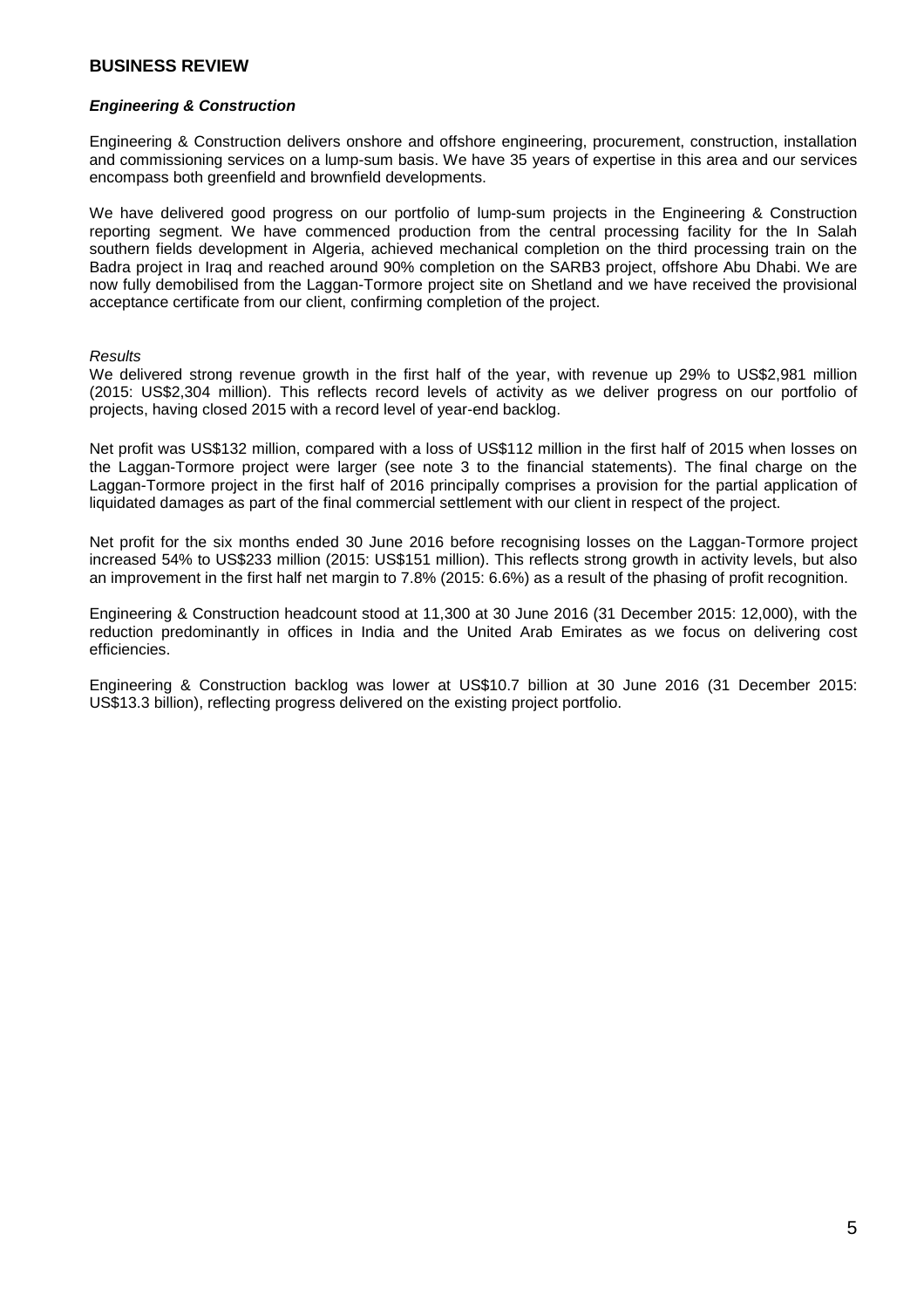## BUSINESS REVIEW

### *Engineering & Construction*

Engineering & Construction delivers onshore and offshore engineering, procurement, construction, installation and commissioning services on a lump-sum basis. We have 35 years of expertise in this area and our services encompass both greenfield and brownfield developments.

We have delivered good progress on our portfolio of lump-sum projects in the Engineering & Construction reporting segment. We have commenced production from the central processing facility for the In Salah southern fields development in Algeria, achieved mechanical completion on the third processing train on the Badra project in Iraq and reached around 90% completion on the SARB3 project, offshore Abu Dhabi. We are now fully demobilised from the Laggan-Tormore project site on Shetland and we have received the provisional acceptance certificate from our client, confirming completion of the project.

*Results*

We delivered strong revenue growth in the first half of the year, with revenue up 29% to US$2,981 million (2015: US$2,304 million). This reflects record levels of activity as we deliver progress on our portfolio of projects, having closed 2015 with a record level of year-end backlog.

Net profit was US$132 million, compared with a loss of US$112 million in the first half of 2015 when losses on the Laggan-Tormore project were larger (see note 3 to the financial statements). The final charge on the Laggan-Tormore project in the first half of 2016 principally comprises a provision for the partial application of liquidated damages as part of the final commercial settlement with our client in respect of the project.

Net profit for the six months ended 30 June 2016 before recognising losses on the Laggan-Tormore project increased 54% to US$233 million (2015: US$151 million). This reflects strong growth in activity levels, but also an improvement in the first half net margin to 7.8% (2015: 6.6%) as a result of the phasing of profit recognition.

Engineering & Construction headcount stood at 11,300 at 30 June 2016 (31 December 2015: 12,000), with the reduction predominantly in offices in India and the United Arab Emirates as we focus on delivering cost efficiencies.

Engineering & Construction backlog was lower at US$10.7 billion at 30 June 2016 (31 December 2015: US$13.3 billion), reflecting progress delivered on the existing project portfolio.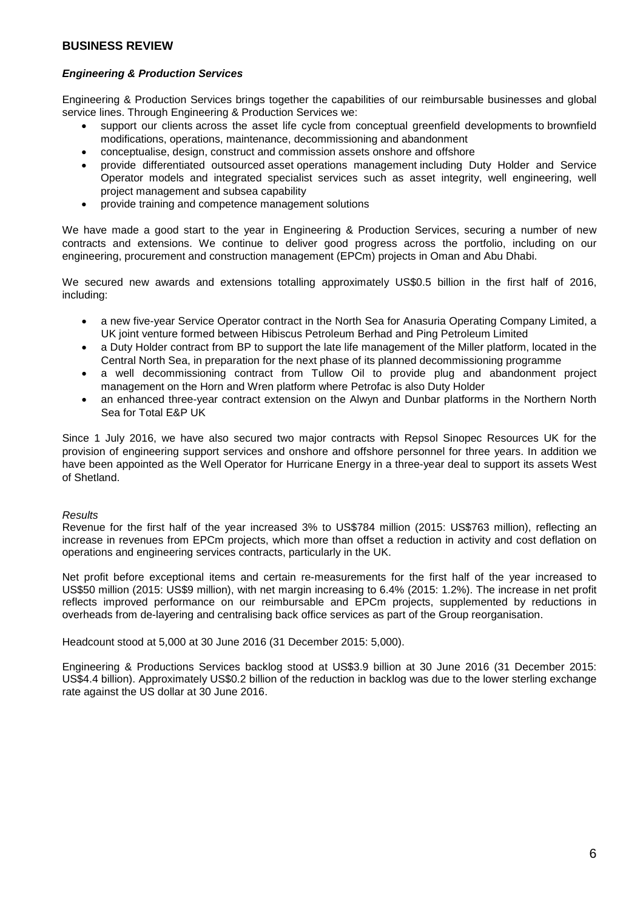## BUSINESS REVIEW

### *Engineering & Production Services*

Engineering & Production Services brings together the capabilities of our reimbursable businesses and global service lines. Through Engineering & Production Services we:

- support our clients across the asset life cycle from conceptual greenfield developments to brownfield modifications, operations, maintenance, decommissioning and abandonment
- conceptualise, design, construct and commission assets onshore and offshore
- provide differentiated outsourced asset operations management including Duty Holder and Service Operator models and integrated specialist services such as asset integrity, well engineering, well project management and subsea capability
- provide training and competence management solutions

We have made a good start to the year in Engineering & Production Services, securing a number of new contracts and extensions. We continue to deliver good progress across the portfolio, including on our engineering, procurement and construction management (EPCm) projects in Oman and Abu Dhabi.

We secured new awards and extensions totalling approximately US$0.5 billion in the first half of 2016, including:

- a new five-year Service Operator contract in the North Sea for Anasuria Operating Company Limited, a UK joint venture formed between Hibiscus Petroleum Berhad and Ping Petroleum Limited
- a Duty Holder contract from BP to support the late life management of the Miller platform, located in the Central North Sea, in preparation for the next phase of its planned decommissioning programme
- a well decommissioning contract from Tullow Oil to provide plug and abandonment project management on the Horn and Wren platform where Petrofac is also Duty Holder
- an enhanced three-year contract extension on the Alwyn and Dunbar platforms in the Northern North Sea for Total E&P UK

Since 1 July 2016, we have also secured two major contracts with Repsol Sinopec Resources UK for the provision of engineering support services and onshore and offshore personnel for three years. In addition we have been appointed as the Well Operator for Hurricane Energy in a three-year deal to support its assets West of Shetland.

*Results*

Revenue for the first half of the year increased 3% to US$784 million (2015: US$763 million), reflecting an increase in revenues from EPCm projects, which more than offset a reduction in activity and cost deflation on operations and engineering services contracts, particularly in the UK.

Net profit before exceptional items and certain re-measurements for the first half of the year increased to US$50 million (2015: US$9 million), with net margin increasing to 6.4% (2015: 1.2%). The increase in net profit reflects improved performance on our reimbursable and EPCm projects, supplemented by reductions in overheads from de-layering and centralising back office services as part of the Group reorganisation.

Headcount stood at 5,000 at 30 June 2016 (31 December 2015: 5,000).

Engineering & Productions Services backlog stood at US$3.9 billion at 30 June 2016 (31 December 2015: US$4.4 billion). Approximately US$0.2 billion of the reduction in backlog was due to the lower sterling exchange rate against the US dollar at 30 June 2016.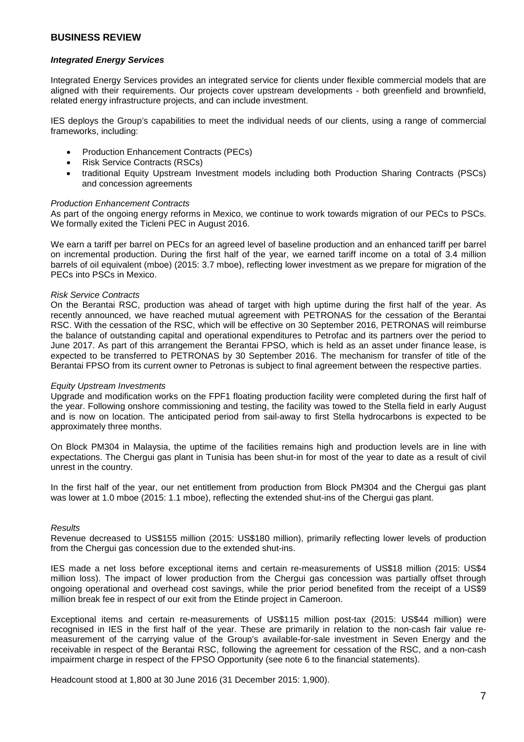## BUSINESS REVIEW

### *Integrated Energy Services*

Integrated Energy Services provides an integrated service for clients under flexible commercial models that are aligned with their requirements. Our projects cover upstream developments - both greenfield and brownfield, related energy infrastructure projects, and can include investment.

IES deploys the Group's capabilities to meet the individual needs of our clients, using a range of commercial frameworks, including:

- Production Enhancement Contracts (PECs)
- Risk Service Contracts (RSCs)
- traditional Equity Upstream Investment models including both Production Sharing Contracts (PSCs) and concession agreements

*Production Enhancement Contracts*

As part of the ongoing energy reforms in Mexico, we continue to work towards migration of our PECs to PSCs. We formally exited the Ticleni PEC in August 2016.

We earn a tariff per barrel on PECs for an agreed level of baseline production and an enhanced tariff per barrel on incremental production. During the first half of the year, we earned tariff income on a total of 3.4 million barrels of oil equivalent (mboe) (2015: 3.7 mboe), reflecting lower investment as we prepare for migration of the PECs into PSCs in Mexico.

*Risk Service Contracts*

On the Berantai RSC, production was ahead of target with high uptime during the first half of the year. As recently announced, we have reached mutual agreement with PETRONAS for the cessation of the Berantai RSC. With the cessation of the RSC, which will be effective on 30 September 2016, PETRONAS will reimburse the balance of outstanding capital and operational expenditures to Petrofac and its partners over the period to June 2017. As part of this arrangement the Berantai FPSO, which is held as an asset under finance lease, is expected to be transferred to PETRONAS by 30 September 2016. The mechanism for transfer of title of the Berantai FPSO from its current owner to Petronas is subject to final agreement between the respective parties.

*Equity Upstream Investments*

Upgrade and modification works on the FPF1 floating production facility were completed during the first half of the year. Following onshore commissioning and testing, the facility was towed to the Stella field in early August and is now on location. The anticipated period from sail-away to first Stella hydrocarbons is expected to be approximately three months.

On Block PM304 in Malaysia, the uptime of the facilities remains high and production levels are in line with expectations. The Chergui gas plant in Tunisia has been shut-in for most of the year to date as a result of civil unrest in the country.

In the first half of the year, our net entitlement from production from Block PM304 and the Chergui gas plant was lower at 1.0 mboe (2015: 1.1 mboe), reflecting the extended shut-ins of the Chergui gas plant.

*Results*

Revenue decreased to US$155 million (2015: US$180 million), primarily reflecting lower levels of production from the Chergui gas concession due to the extended shut-ins.

IES made a net loss before exceptional items and certain re-measurements of US$18 million (2015: US$4 million loss). The impact of lower production from the Chergui gas concession was partially offset through ongoing operational and overhead cost savings, while the prior period benefited from the receipt of a US$9 million break fee in respect of our exit from the Etinde project in Cameroon.

Exceptional items and certain re-measurements of US$115 million post-tax (2015: US$44 million) were recognised in IES in the first half of the year. These are primarily in relation to the non-cash fair value re-measurement of the carrying value of the Group's available-for-sale investment in Seven Energy and the receivable in respect of the Berantai RSC, following the agreement for cessation of the RSC, and a non-cash impairment charge in respect of the FPSO Opportunity (see note 6 to the financial statements).

Headcount stood at 1,800 at 30 June 2016 (31 December 2015: 1,900).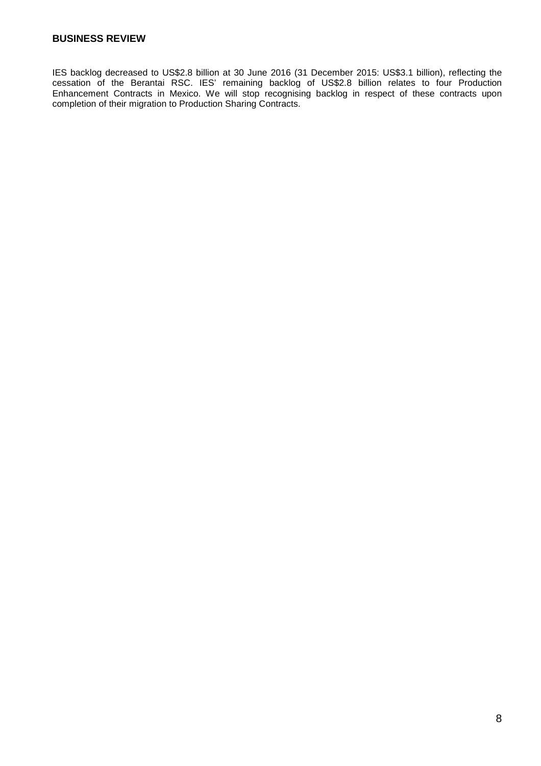## BUSINESS REVIEW

IES backlog decreased to US$2.8 billion at 30 June 2016 (31 December 2015: US$3.1 billion), reflecting the cessation of the Berantai RSC. IES' remaining backlog of US$2.8 billion relates to four Production Enhancement Contracts in Mexico. We will stop recognising backlog in respect of these contracts upon completion of their migration to Production Sharing Contracts.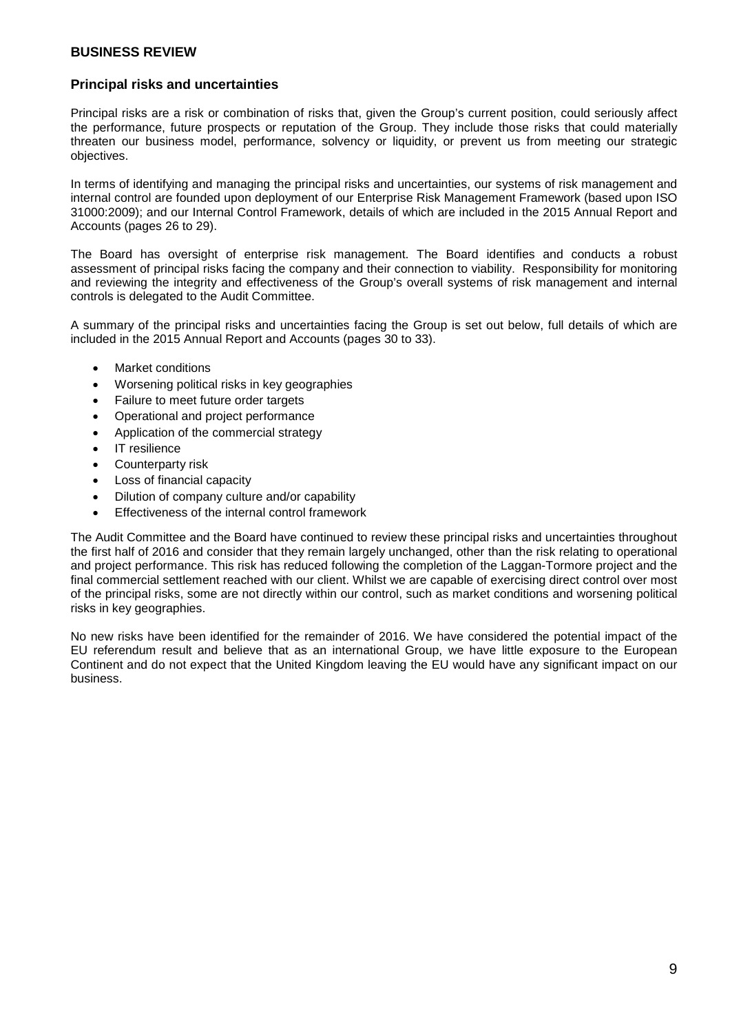## BUSINESS REVIEW

### Principal risks and uncertainties

Principal risks are a risk or combination of risks that, given the Group's current position, could seriously affect the performance, future prospects or reputation of the Group. They include those risks that could materially threaten our business model, performance, solvency or liquidity, or prevent us from meeting our strategic objectives.

In terms of identifying and managing the principal risks and uncertainties, our systems of risk management and internal control are founded upon deployment of our Enterprise Risk Management Framework (based upon ISO 31000:2009); and our Internal Control Framework, details of which are included in the 2015 Annual Report and Accounts (pages 26 to 29).

The Board has oversight of enterprise risk management. The Board identifies and conducts a robust assessment of principal risks facing the company and their connection to viability. Responsibility for monitoring and reviewing the integrity and effectiveness of the Group's overall systems of risk management and internal controls is delegated to the Audit Committee.

A summary of the principal risks and uncertainties facing the Group is set out below, full details of which are included in the 2015 Annual Report and Accounts (pages 30 to 33).

- Market conditions
- Worsening political risks in key geographies
- Failure to meet future order targets
- Operational and project performance
- Application of the commercial strategy
- IT resilience
- Counterparty risk
- Loss of financial capacity
- Dilution of company culture and/or capability
- Effectiveness of the internal control framework

The Audit Committee and the Board have continued to review these principal risks and uncertainties throughout the first half of 2016 and consider that they remain largely unchanged, other than the risk relating to operational and project performance. This risk has reduced following the completion of the Laggan-Tormore project and the final commercial settlement reached with our client. Whilst we are capable of exercising direct control over most of the principal risks, some are not directly within our control, such as market conditions and worsening political risks in key geographies.

No new risks have been identified for the remainder of 2016. We have considered the potential impact of the EU referendum result and believe that as an international Group, we have little exposure to the European Continent and do not expect that the United Kingdom leaving the EU would have any significant impact on our business.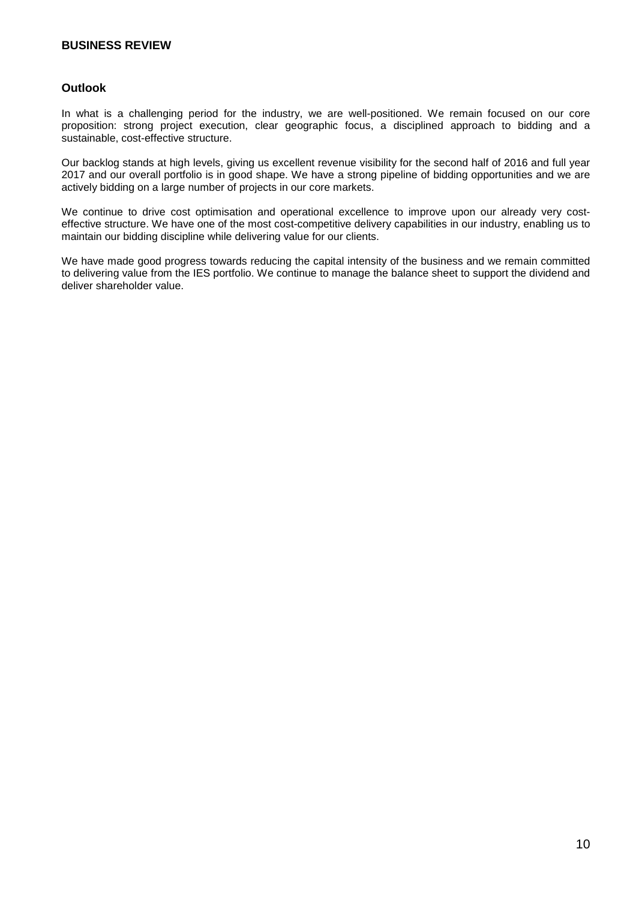## BUSINESS REVIEW

### Outlook

In what is a challenging period for the industry, we are well-positioned. We remain focused on our core proposition: strong project execution, clear geographic focus, a disciplined approach to bidding and a sustainable, cost-effective structure.

Our backlog stands at high levels, giving us excellent revenue visibility for the second half of 2016 and full year 2017 and our overall portfolio is in good shape. We have a strong pipeline of bidding opportunities and we are actively bidding on a large number of projects in our core markets.

We continue to drive cost optimisation and operational excellence to improve upon our already very cost-effective structure. We have one of the most cost-competitive delivery capabilities in our industry, enabling us to maintain our bidding discipline while delivering value for our clients.

We have made good progress towards reducing the capital intensity of the business and we remain committed to delivering value from the IES portfolio. We continue to manage the balance sheet to support the dividend and deliver shareholder value.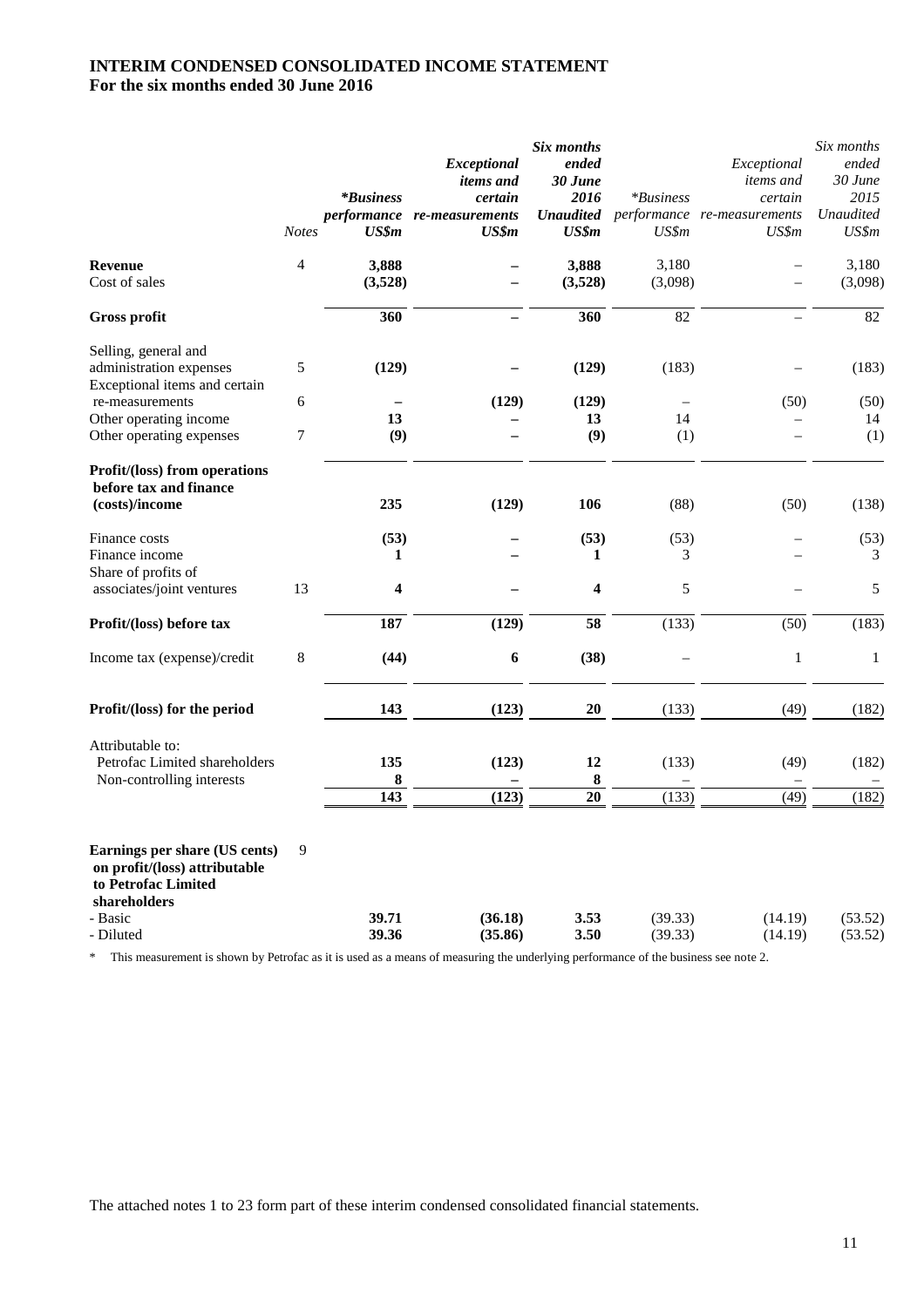# INTERIM CONDENSED CONSOLIDATED INCOME STATEMENT
## For the six months ended 30 June 2016

| | *Notes* | ***Business performance US$m** | ***Exceptional items and certain re-measurements US$m*** | ***Six months ended 30 June 2016 Unaudited US$m*** | **Business performance US$m* | *Exceptional items and certain re-measurements US$m* | *Six months ended 30 June 2015 Unaudited US$m* |
|---|---|---|---|---|---|---|---|
| **Revenue** | 4 | **3,888** | **–** | **3,888** | 3,180 | – | 3,180 |
| Cost of sales | | **(3,528)** | **–** | **(3,528)** | (3,098) | – | (3,098) |
| **Gross profit** | | **360** | **–** | **360** | 82 | – | 82 |
| Selling, general and administration expenses | 5 | **(129)** | **–** | **(129)** | (183) | – | (183) |
| Exceptional items and certain re-measurements | 6 | **–** | **(129)** | **(129)** | – | (50) | (50) |
| Other operating income | | **13** | **–** | **13** | 14 | – | 14 |
| Other operating expenses | 7 | **(9)** | **–** | **(9)** | (1) | – | (1) |
| **Profit/(loss) from operations before tax and finance (costs)/income** | | **235** | **(129)** | **106** | (88) | (50) | (138) |
| Finance costs | | **(53)** | **–** | **(53)** | (53) | – | (53) |
| Finance income | | **1** | **–** | **1** | 3 | – | 3 |
| Share of profits of associates/joint ventures | 13 | **4** | **–** | **4** | 5 | – | 5 |
| **Profit/(loss) before tax** | | **187** | **(129)** | **58** | (133) | (50) | (183) |
| Income tax (expense)/credit | 8 | **(44)** | **6** | **(38)** | – | 1 | 1 |
| **Profit/(loss) for the period** | | **143** | **(123)** | **20** | (133) | (49) | (182) |
| Attributable to: | | | | | | | |
| Petrofac Limited shareholders | | **135** | **(123)** | **12** | (133) | (49) | (182) |
| Non-controlling interests | | **8** | **–** | **8** | – | – | – |
| | | **143** | **(123)** | **20** | (133) | (49) | (182) |
| **Earnings per share (US cents) on profit/(loss) attributable to Petrofac Limited shareholders** | 9 | | | | | | |
| - Basic | | **39.71** | **(36.18)** | **3.53** | (39.33) | (14.19) | (53.52) |
| - Diluted | | **39.36** | **(35.86)** | **3.50** | (39.33) | (14.19) | (53.52) |

\* This measurement is shown by Petrofac as it is used as a means of measuring the underlying performance of the business see note 2.

The attached notes 1 to 23 form part of these interim condensed consolidated financial statements.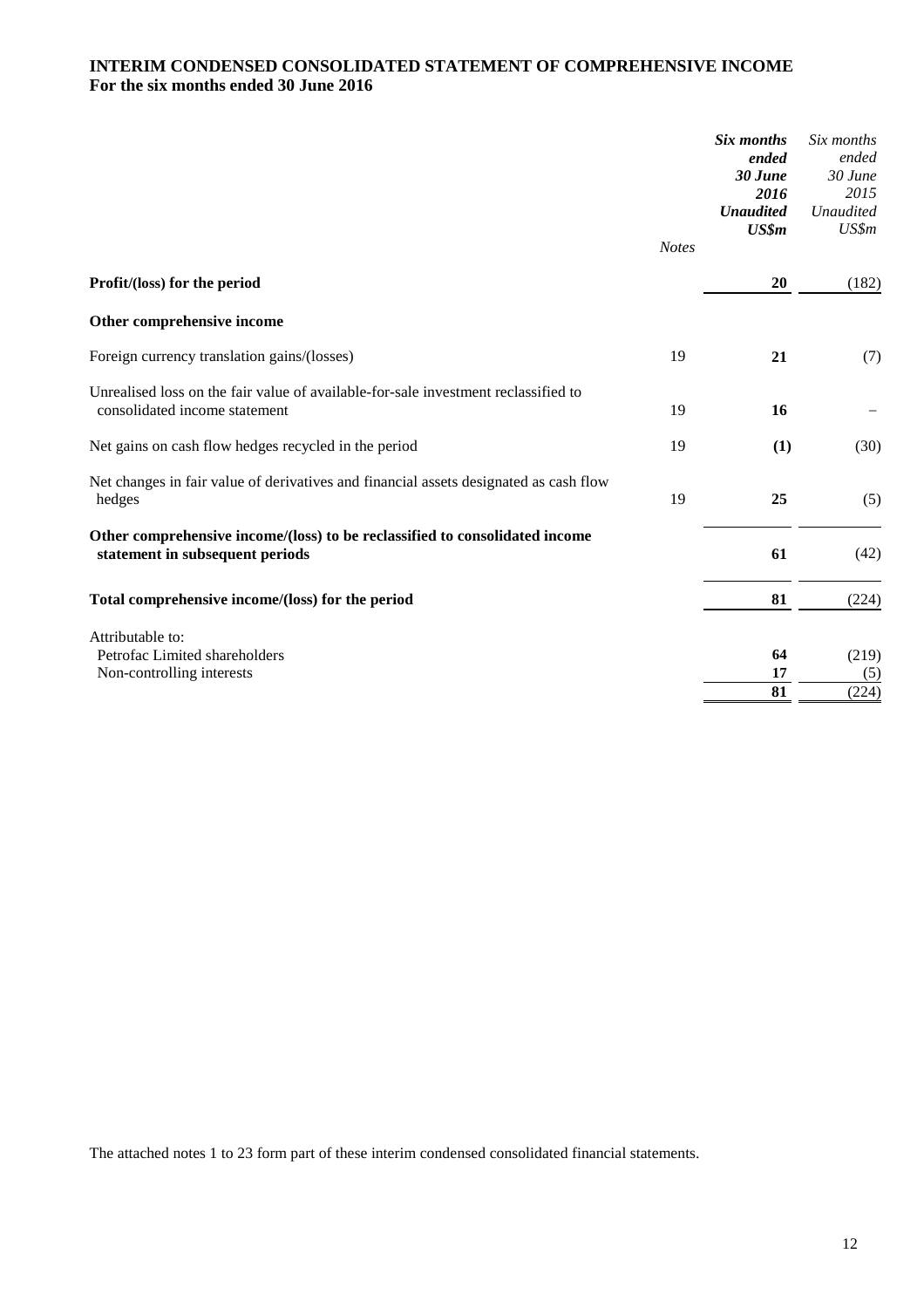**INTERIM CONDENSED CONSOLIDATED STATEMENT OF COMPREHENSIVE INCOME**
**For the six months ended 30 June 2016**

| | *Notes* | ***Six months ended 30 June 2016 Unaudited US$m*** | *Six months ended 30 June 2015 Unaudited US$m* |
|---|---|---|---|
| **Profit/(loss) for the period** | | **20** | (182) |
| **Other comprehensive income** | | | |
| Foreign currency translation gains/(losses) | 19 | **21** | (7) |
| Unrealised loss on the fair value of available-for-sale investment reclassified to consolidated income statement | 19 | **16** | – |
| Net gains on cash flow hedges recycled in the period | 19 | **(1)** | (30) |
| Net changes in fair value of derivatives and financial assets designated as cash flow hedges | 19 | **25** | (5) |
| **Other comprehensive income/(loss) to be reclassified to consolidated income statement in subsequent periods** | | **61** | (42) |
| **Total comprehensive income/(loss) for the period** | | **81** | (224) |
| Attributable to: | | | |
| Petrofac Limited shareholders | | **64** | (219) |
| Non-controlling interests | | **17** | (5) |
| | | **81** | (224) |

The attached notes 1 to 23 form part of these interim condensed consolidated financial statements.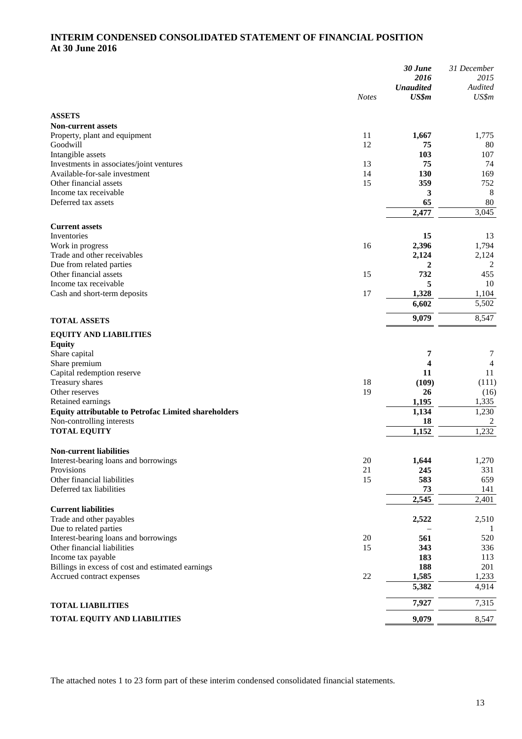# INTERIM CONDENSED CONSOLIDATED STATEMENT OF FINANCIAL POSITION
## At 30 June 2016

| | *Notes* | ***30 June 2016 Unaudited US$m*** | *31 December 2015 Audited US$m* |
|---|---|---|---|
| **ASSETS** | | | |
| **Non-current assets** | | | |
| Property, plant and equipment | 11 | **1,667** | 1,775 |
| Goodwill | 12 | **75** | 80 |
| Intangible assets | | **103** | 107 |
| Investments in associates/joint ventures | 13 | **75** | 74 |
| Available-for-sale investment | 14 | **130** | 169 |
| Other financial assets | 15 | **359** | 752 |
| Income tax receivable | | **3** | 8 |
| Deferred tax assets | | **65** | 80 |
| | | **2,477** | 3,045 |
| **Current assets** | | | |
| Inventories | | **15** | 13 |
| Work in progress | 16 | **2,396** | 1,794 |
| Trade and other receivables | | **2,124** | 2,124 |
| Due from related parties | | **2** | 2 |
| Other financial assets | 15 | **732** | 455 |
| Income tax receivable | | **5** | 10 |
| Cash and short-term deposits | 17 | **1,328** | 1,104 |
| | | **6,602** | 5,502 |
| **TOTAL ASSETS** | | **9,079** | 8,547 |
| **EQUITY AND LIABILITIES** | | | |
| **Equity** | | | |
| Share capital | | **7** | 7 |
| Share premium | | **4** | 4 |
| Capital redemption reserve | | **11** | 11 |
| Treasury shares | 18 | **(109)** | (111) |
| Other reserves | 19 | **26** | (16) |
| Retained earnings | | **1,195** | 1,335 |
| **Equity attributable to Petrofac Limited shareholders** | | **1,134** | 1,230 |
| Non-controlling interests | | **18** | 2 |
| **TOTAL EQUITY** | | **1,152** | 1,232 |
| **Non-current liabilities** | | | |
| Interest-bearing loans and borrowings | 20 | **1,644** | 1,270 |
| Provisions | 21 | **245** | 331 |
| Other financial liabilities | 15 | **583** | 659 |
| Deferred tax liabilities | | **73** | 141 |
| | | **2,545** | 2,401 |
| **Current liabilities** | | | |
| Trade and other payables | | **2,522** | 2,510 |
| Due to related parties | | **–** | 1 |
| Interest-bearing loans and borrowings | 20 | **561** | 520 |
| Other financial liabilities | 15 | **343** | 336 |
| Income tax payable | | **183** | 113 |
| Billings in excess of cost and estimated earnings | | **188** | 201 |
| Accrued contract expenses | 22 | **1,585** | 1,233 |
| | | **5,382** | 4,914 |
| **TOTAL LIABILITIES** | | **7,927** | 7,315 |
| **TOTAL EQUITY AND LIABILITIES** | | **9,079** | 8,547 |

The attached notes 1 to 23 form part of these interim condensed consolidated financial statements.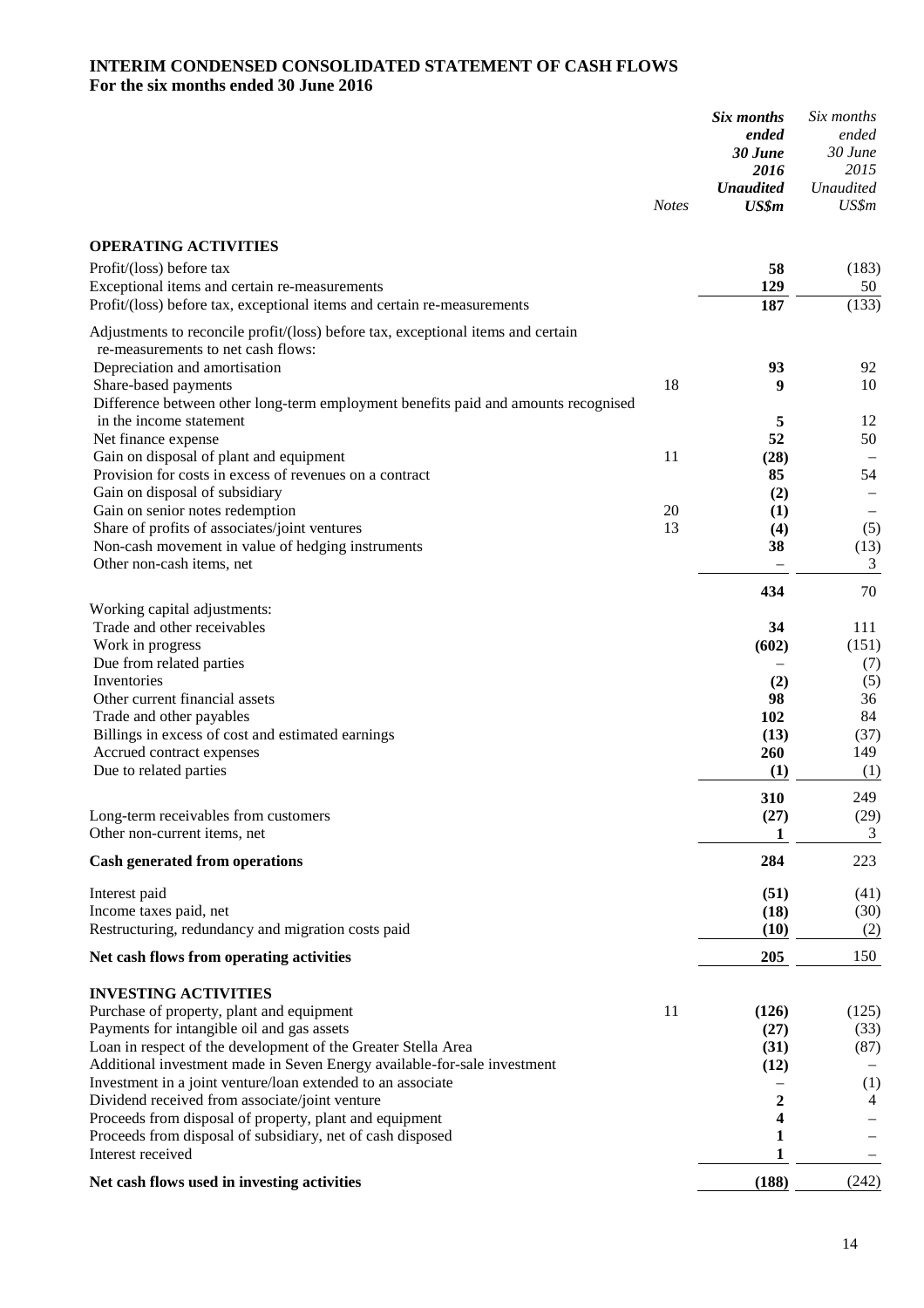# INTERIM CONDENSED CONSOLIDATED STATEMENT OF CASH FLOWS

**For the six months ended 30 June 2016**

| | *Notes* | ***Six months ended 30 June 2016 Unaudited US$m*** | *Six months ended 30 June 2015 Unaudited US$m* |
|---|---|---|---|
| **OPERATING ACTIVITIES** | | | |
| Profit/(loss) before tax | | **58** | (183) |
| Exceptional items and certain re-measurements | | **129** | 50 |
| Profit/(loss) before tax, exceptional items and certain re-measurements | | **187** | (133) |
| Adjustments to reconcile profit/(loss) before tax, exceptional items and certain re-measurements to net cash flows: | | | |
| Depreciation and amortisation | | **93** | 92 |
| Share-based payments | 18 | **9** | 10 |
| Difference between other long-term employment benefits paid and amounts recognised in the income statement | | **5** | 12 |
| Net finance expense | | **52** | 50 |
| Gain on disposal of plant and equipment | 11 | **(28)** | – |
| Provision for costs in excess of revenues on a contract | | **85** | 54 |
| Gain on disposal of subsidiary | | **(2)** | – |
| Gain on senior notes redemption | 20 | **(1)** | – |
| Share of profits of associates/joint ventures | 13 | **(4)** | (5) |
| Non-cash movement in value of hedging instruments | | **38** | (13) |
| Other non-cash items, net | | **–** | 3 |
| | | **434** | 70 |
| Working capital adjustments: | | | |
| Trade and other receivables | | **34** | 111 |
| Work in progress | | **(602)** | (151) |
| Due from related parties | | **–** | (7) |
| Inventories | | **(2)** | (5) |
| Other current financial assets | | **98** | 36 |
| Trade and other payables | | **102** | 84 |
| Billings in excess of cost and estimated earnings | | **(13)** | (37) |
| Accrued contract expenses | | **260** | 149 |
| Due to related parties | | **(1)** | (1) |
| | | **310** | 249 |
| Long-term receivables from customers | | **(27)** | (29) |
| Other non-current items, net | | **1** | 3 |
| **Cash generated from operations** | | **284** | 223 |
| Interest paid | | **(51)** | (41) |
| Income taxes paid, net | | **(18)** | (30) |
| Restructuring, redundancy and migration costs paid | | **(10)** | (2) |
| **Net cash flows from operating activities** | | **205** | 150 |
| **INVESTING ACTIVITIES** | | | |
| Purchase of property, plant and equipment | 11 | **(126)** | (125) |
| Payments for intangible oil and gas assets | | **(27)** | (33) |
| Loan in respect of the development of the Greater Stella Area | | **(31)** | (87) |
| Additional investment made in Seven Energy available-for-sale investment | | **(12)** | – |
| Investment in a joint venture/loan extended to an associate | | **–** | (1) |
| Dividend received from associate/joint venture | | **2** | 4 |
| Proceeds from disposal of property, plant and equipment | | **4** | – |
| Proceeds from disposal of subsidiary, net of cash disposed | | **1** | – |
| Interest received | | **1** | – |
| **Net cash flows used in investing activities** | | **(188)** | (242) |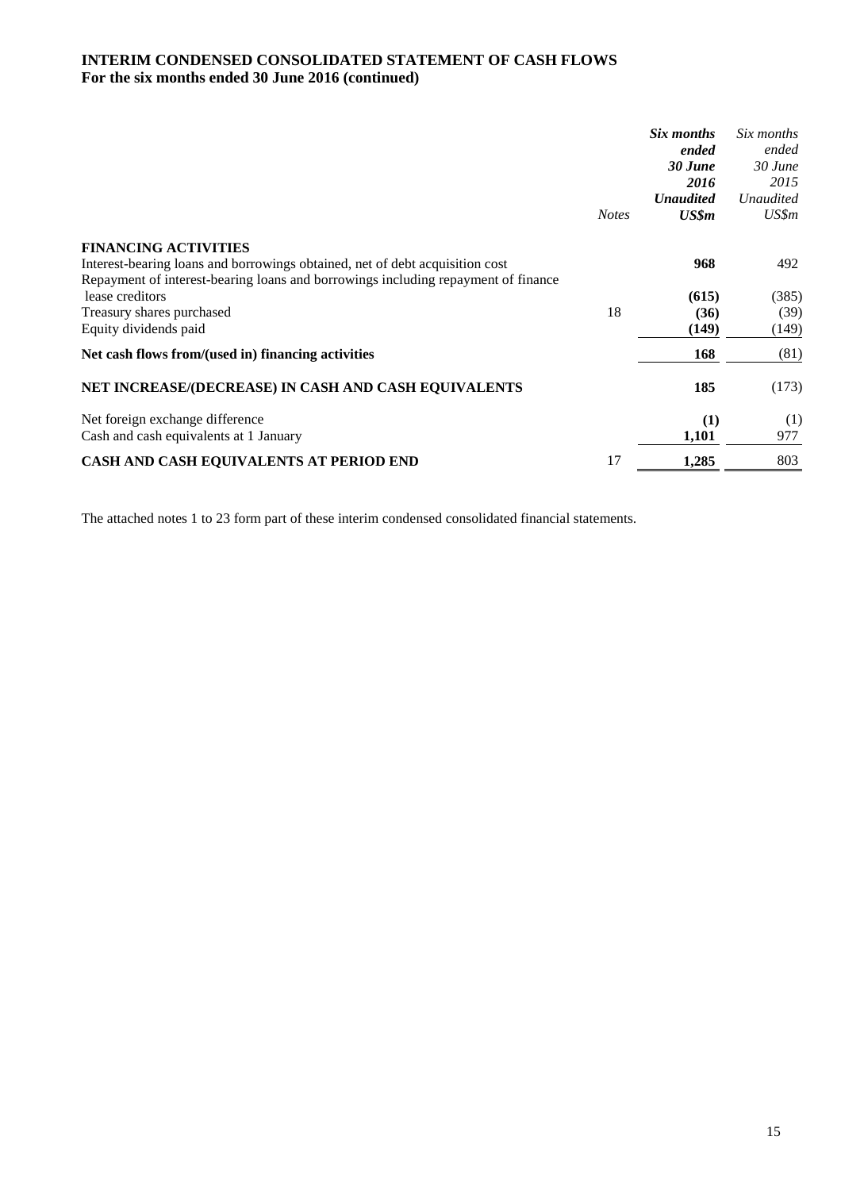**INTERIM CONDENSED CONSOLIDATED STATEMENT OF CASH FLOWS**
**For the six months ended 30 June 2016 (continued)**

| | *Notes* | ***Six months ended 30 June 2016 Unaudited US$m*** | *Six months ended 30 June 2015 Unaudited US$m* |
|---|---|---|---|
| **FINANCING ACTIVITIES** | | | |
| Interest-bearing loans and borrowings obtained, net of debt acquisition cost | | **968** | 492 |
| Repayment of interest-bearing loans and borrowings including repayment of finance lease creditors | | **(615)** | (385) |
| Treasury shares purchased | 18 | **(36)** | (39) |
| Equity dividends paid | | **(149)** | (149) |
| **Net cash flows from/(used in) financing activities** | | **168** | (81) |
| **NET INCREASE/(DECREASE) IN CASH AND CASH EQUIVALENTS** | | **185** | (173) |
| Net foreign exchange difference | | **(1)** | (1) |
| Cash and cash equivalents at 1 January | | **1,101** | 977 |
| **CASH AND CASH EQUIVALENTS AT PERIOD END** | 17 | **1,285** | 803 |

The attached notes 1 to 23 form part of these interim condensed consolidated financial statements.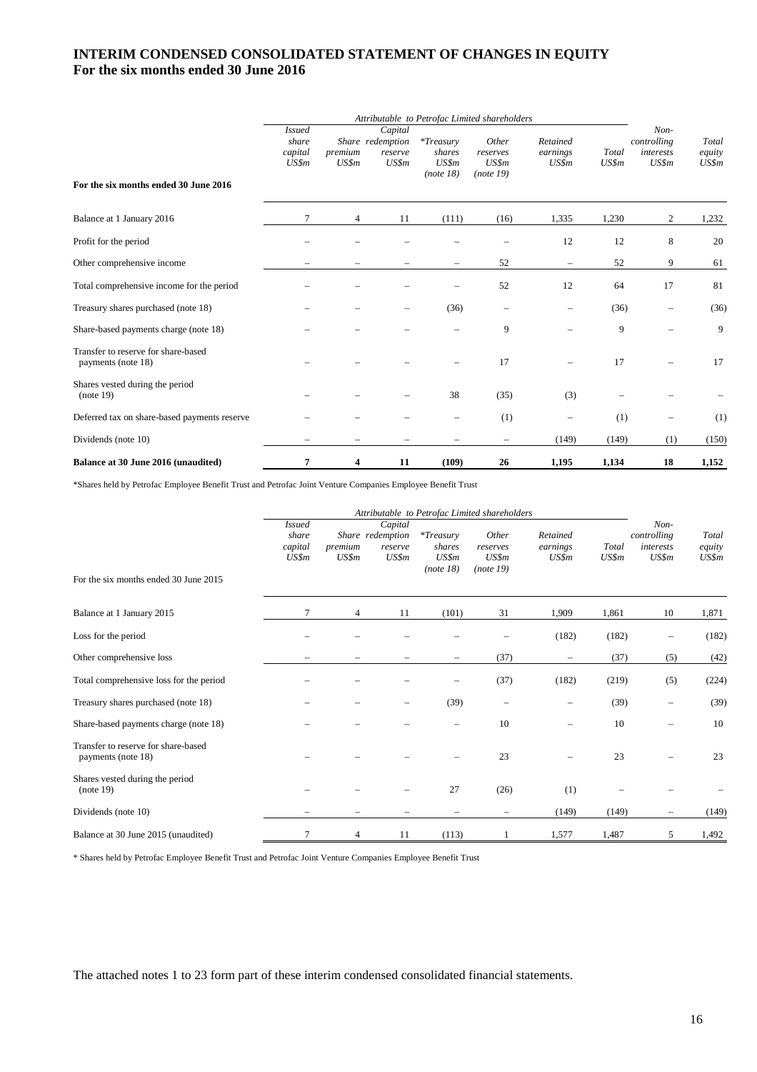# INTERIM CONDENSED CONSOLIDATED STATEMENT OF CHANGES IN EQUITY
## For the six months ended 30 June 2016

| | *Attributable to Petrofac Limited shareholders* | | | | | | | | |
|---|---|---|---|---|---|---|---|---|---|
| **For the six months ended 30 June 2016** | *Issued share capital US$m* | *Share premium US$m* | *Capital redemption reserve US$m* | *\*Treasury shares US$m (note 18)* | *Other reserves US$m (note 19)* | *Retained earnings US$m* | *Total US$m* | *Non-controlling interests US$m* | *Total equity US$m* |
| Balance at 1 January 2016 | 7 | 4 | 11 | (111) | (16) | 1,335 | 1,230 | 2 | 1,232 |
| Profit for the period | – | – | – | – | – | 12 | 12 | 8 | 20 |
| Other comprehensive income | – | – | – | – | 52 | – | 52 | 9 | 61 |
| Total comprehensive income for the period | – | – | – | – | 52 | 12 | 64 | 17 | 81 |
| Treasury shares purchased (note 18) | – | – | – | (36) | – | – | (36) | – | (36) |
| Share-based payments charge (note 18) | – | – | – | – | 9 | – | 9 | – | 9 |
| Transfer to reserve for share-based payments (note 18) | – | – | – | – | 17 | – | 17 | – | 17 |
| Shares vested during the period (note 19) | – | – | – | 38 | (35) | (3) | – | – | – |
| Deferred tax on share-based payments reserve | – | – | – | – | (1) | – | (1) | – | (1) |
| Dividends (note 10) | – | – | – | – | – | (149) | (149) | (1) | (150) |
| **Balance at 30 June 2016 (unaudited)** | **7** | **4** | **11** | **(109)** | **26** | **1,195** | **1,134** | **18** | **1,152** |

*Shares held by Petrofac Employee Benefit Trust and Petrofac Joint Venture Companies Employee Benefit Trust

| | *Attributable to Petrofac Limited shareholders* | | | | | | | | |
|---|---|---|---|---|---|---|---|---|---|
| For the six months ended 30 June 2015 | *Issued share capital US$m* | *Share premium US$m* | *Capital redemption reserve US$m* | *\*Treasury shares US$m (note 18)* | *Other reserves US$m (note 19)* | *Retained earnings US$m* | *Total US$m* | *Non-controlling interests US$m* | *Total equity US$m* |
| Balance at 1 January 2015 | 7 | 4 | 11 | (101) | 31 | 1,909 | 1,861 | 10 | 1,871 |
| Loss for the period | – | – | – | – | – | (182) | (182) | – | (182) |
| Other comprehensive loss | – | – | – | – | (37) | – | (37) | (5) | (42) |
| Total comprehensive loss for the period | – | – | – | – | (37) | (182) | (219) | (5) | (224) |
| Treasury shares purchased (note 18) | – | – | – | (39) | – | – | (39) | – | (39) |
| Share-based payments charge (note 18) | – | – | – | – | 10 | – | 10 | – | 10 |
| Transfer to reserve for share-based payments (note 18) | – | – | – | – | 23 | – | 23 | – | 23 |
| Shares vested during the period (note 19) | – | – | – | 27 | (26) | (1) | – | – | – |
| Dividends (note 10) | – | – | – | – | – | (149) | (149) | – | (149) |
| Balance at 30 June 2015 (unaudited) | 7 | 4 | 11 | (113) | 1 | 1,577 | 1,487 | 5 | 1,492 |

\* Shares held by Petrofac Employee Benefit Trust and Petrofac Joint Venture Companies Employee Benefit Trust

The attached notes 1 to 23 form part of these interim condensed consolidated financial statements.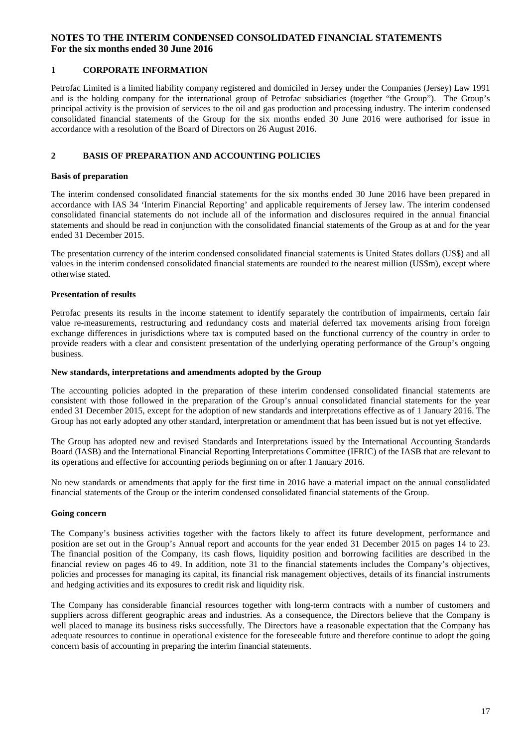# NOTES TO THE INTERIM CONDENSED CONSOLIDATED FINANCIAL STATEMENTS
**For the six months ended 30 June 2016**

## 1 CORPORATE INFORMATION

Petrofac Limited is a limited liability company registered and domiciled in Jersey under the Companies (Jersey) Law 1991 and is the holding company for the international group of Petrofac subsidiaries (together "the Group"). The Group's principal activity is the provision of services to the oil and gas production and processing industry. The interim condensed consolidated financial statements of the Group for the six months ended 30 June 2016 were authorised for issue in accordance with a resolution of the Board of Directors on 26 August 2016.

## 2 BASIS OF PREPARATION AND ACCOUNTING POLICIES

**Basis of preparation**

The interim condensed consolidated financial statements for the six months ended 30 June 2016 have been prepared in accordance with IAS 34 'Interim Financial Reporting' and applicable requirements of Jersey law. The interim condensed consolidated financial statements do not include all of the information and disclosures required in the annual financial statements and should be read in conjunction with the consolidated financial statements of the Group as at and for the year ended 31 December 2015.

The presentation currency of the interim condensed consolidated financial statements is United States dollars (US$) and all values in the interim condensed consolidated financial statements are rounded to the nearest million (US$m), except where otherwise stated.

**Presentation of results**

Petrofac presents its results in the income statement to identify separately the contribution of impairments, certain fair value re-measurements, restructuring and redundancy costs and material deferred tax movements arising from foreign exchange differences in jurisdictions where tax is computed based on the functional currency of the country in order to provide readers with a clear and consistent presentation of the underlying operating performance of the Group's ongoing business.

**New standards, interpretations and amendments adopted by the Group**

The accounting policies adopted in the preparation of these interim condensed consolidated financial statements are consistent with those followed in the preparation of the Group's annual consolidated financial statements for the year ended 31 December 2015, except for the adoption of new standards and interpretations effective as of 1 January 2016. The Group has not early adopted any other standard, interpretation or amendment that has been issued but is not yet effective.

The Group has adopted new and revised Standards and Interpretations issued by the International Accounting Standards Board (IASB) and the International Financial Reporting Interpretations Committee (IFRIC) of the IASB that are relevant to its operations and effective for accounting periods beginning on or after 1 January 2016.

No new standards or amendments that apply for the first time in 2016 have a material impact on the annual consolidated financial statements of the Group or the interim condensed consolidated financial statements of the Group.

**Going concern**

The Company's business activities together with the factors likely to affect its future development, performance and position are set out in the Group's Annual report and accounts for the year ended 31 December 2015 on pages 14 to 23. The financial position of the Company, its cash flows, liquidity position and borrowing facilities are described in the financial review on pages 46 to 49. In addition, note 31 to the financial statements includes the Company's objectives, policies and processes for managing its capital, its financial risk management objectives, details of its financial instruments and hedging activities and its exposures to credit risk and liquidity risk.

The Company has considerable financial resources together with long-term contracts with a number of customers and suppliers across different geographic areas and industries. As a consequence, the Directors believe that the Company is well placed to manage its business risks successfully. The Directors have a reasonable expectation that the Company has adequate resources to continue in operational existence for the foreseeable future and therefore continue to adopt the going concern basis of accounting in preparing the interim financial statements.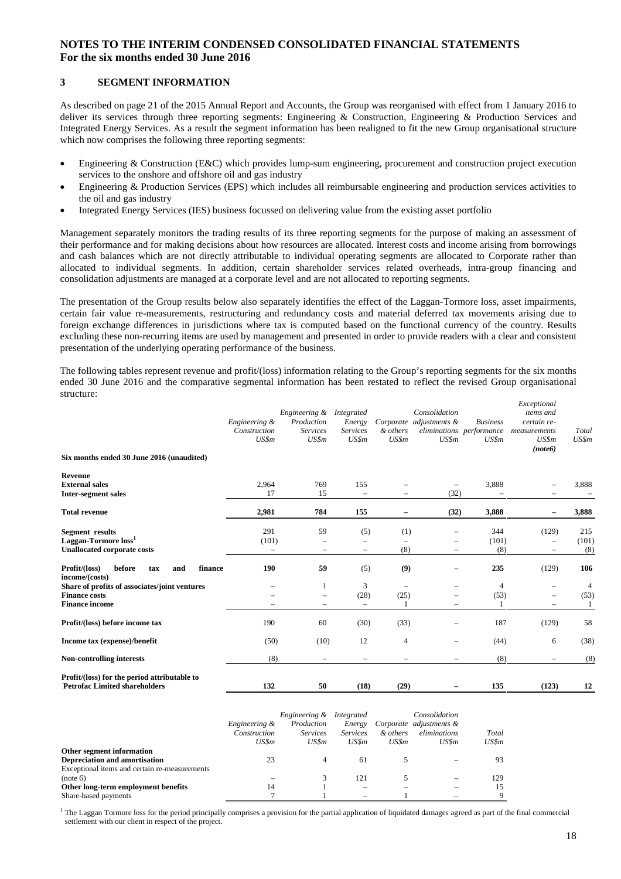## NOTES TO THE INTERIM CONDENSED CONSOLIDATED FINANCIAL STATEMENTS
**For the six months ended 30 June 2016**

### 3 SEGMENT INFORMATION

As described on page 21 of the 2015 Annual Report and Accounts, the Group was reorganised with effect from 1 January 2016 to deliver its services through three reporting segments: Engineering & Construction, Engineering & Production Services and Integrated Energy Services. As a result the segment information has been realigned to fit the new Group organisational structure which now comprises the following three reporting segments:

- Engineering & Construction (E&C) which provides lump-sum engineering, procurement and construction project execution services to the onshore and offshore oil and gas industry
- Engineering & Production Services (EPS) which includes all reimbursable engineering and production services activities to the oil and gas industry
- Integrated Energy Services (IES) business focussed on delivering value from the existing asset portfolio

Management separately monitors the trading results of its three reporting segments for the purpose of making an assessment of their performance and for making decisions about how resources are allocated. Interest costs and income arising from borrowings and cash balances which are not directly attributable to individual operating segments are allocated to Corporate rather than allocated to individual segments. In addition, certain shareholder services related overheads, intra-group financing and consolidation adjustments are managed at a corporate level and are not allocated to reporting segments.

The presentation of the Group results below also separately identifies the effect of the Laggan-Tormore loss, asset impairments, certain fair value re-measurements, restructuring and redundancy costs and material deferred tax movements arising due to foreign exchange differences in jurisdictions where tax is computed based on the functional currency of the country. Results excluding these non-recurring items are used by management and presented in order to provide readers with a clear and consistent presentation of the underlying operating performance of the business.

The following tables represent revenue and profit/(loss) information relating to the Group's reporting segments for the six months ended 30 June 2016 and the comparative segmental information has been restated to reflect the revised Group organisational structure:

| | *Engineering & Construction US$m* | *Engineering & Production Services US$m* | *Integrated Energy Services US$m* | *Corporate & others US$m* | *Consolidation adjustments & eliminations US$m* | *Business performance US$m* | *Exceptional items and certain re-measurements US$m (note6)* | *Total US$m* |
|---|---|---|---|---|---|---|---|---|
| **Six months ended 30 June 2016 (unaudited)** | | | | | | | | |
| **Revenue** | | | | | | | | |
| **External sales** | 2,964 | 769 | 155 | – | – | 3,888 | – | 3,888 |
| **Inter-segment sales** | 17 | 15 | – | – | (32) | – | – | – |
| **Total revenue** | **2,981** | **784** | **155** | **–** | **(32)** | **3,888** | **–** | **3,888** |
| **Segment results** | 291 | 59 | (5) | (1) | – | 344 | (129) | 215 |
| **Laggan-Tormore loss**[1] | (101) | – | – | – | – | (101) | – | (101) |
| **Unallocated corporate costs** | – | – | – | (8) | – | (8) | – | (8) |
| **Profit/(loss) before tax and finance income/(costs)** | **190** | **59** | **(5)** | **(9)** | – | **235** | **(129)** | **106** |
| **Share of profits of associates/joint ventures** | – | 1 | 3 | – | – | 4 | – | 4 |
| **Finance costs** | – | – | (28) | (25) | – | (53) | – | (53) |
| **Finance income** | – | – | – | 1 | – | 1 | – | 1 |
| **Profit/(loss) before income tax** | 190 | 60 | (30) | (33) | – | 187 | (129) | 58 |
| **Income tax (expense)/benefit** | (50) | (10) | 12 | 4 | – | (44) | 6 | (38) |
| **Non-controlling interests** | (8) | – | – | – | – | (8) | – | (8) |
| **Profit/(loss) for the period attributable to Petrofac Limited shareholders** | **132** | **50** | **(18)** | **(29)** | **–** | **135** | **(123)** | **12** |

| | *Engineering & Construction US$m* | *Engineering & Production Services US$m* | *Integrated Energy Services US$m* | *Corporate & others US$m* | *Consolidation adjustments & eliminations US$m* | *Total US$m* |
|---|---|---|---|---|---|---|
| **Other segment information** | | | | | | |
| **Depreciation and amortisation** | 23 | 4 | 61 | 5 | – | 93 |
| Exceptional items and certain re-measurements (note 6) | – | 3 | 121 | 5 | – | 129 |
| **Other long-term employment benefits** | 14 | 1 | – | – | – | 15 |
| Share-based payments | 7 | 1 | – | 1 | – | 9 |

[1] The Laggan Tormore loss for the period principally comprises a provision for the partial application of liquidated damages agreed as part of the final commercial settlement with our client in respect of the project.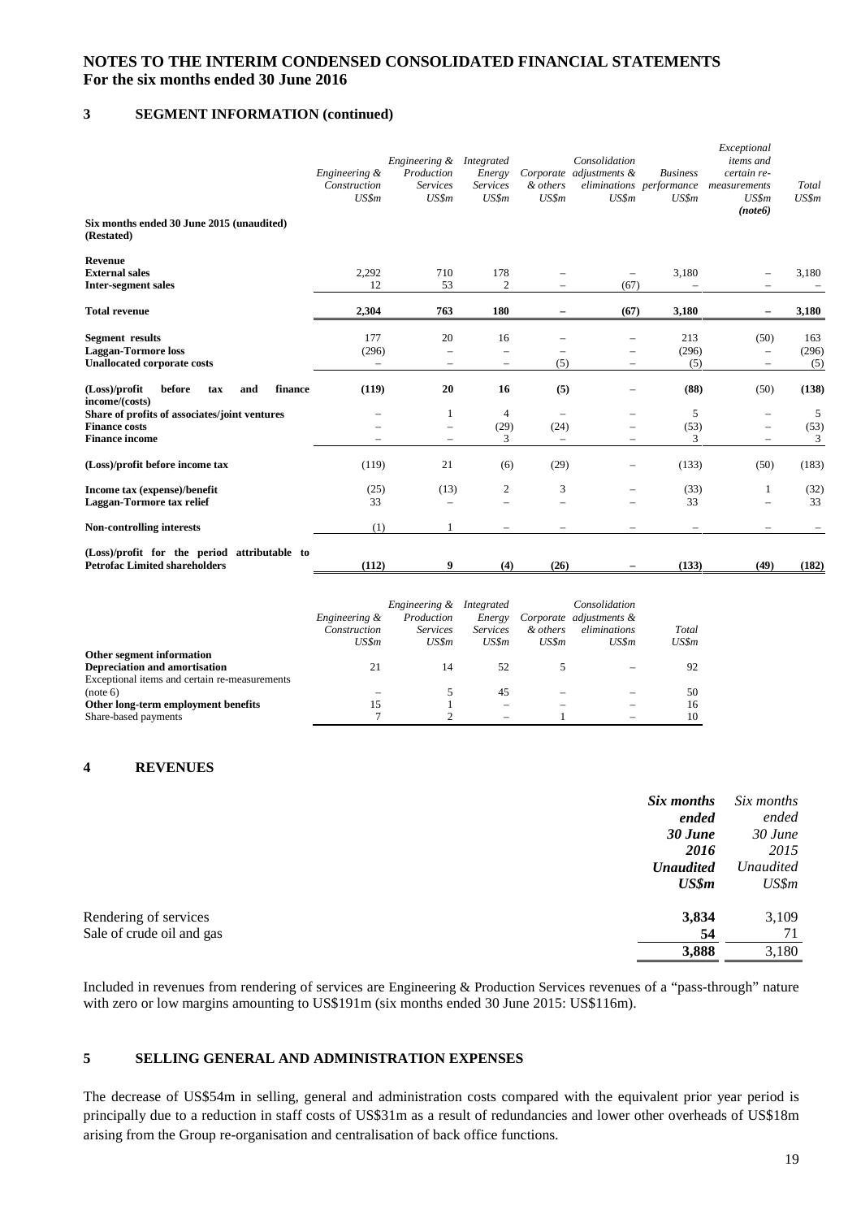# NOTES TO THE INTERIM CONDENSED CONSOLIDATED FINANCIAL STATEMENTS
## For the six months ended 30 June 2016

### 3 SEGMENT INFORMATION (continued)

| | *Engineering & Construction US$m* | *Engineering & Production Services US$m* | *Integrated Energy Services US$m* | *Corporate & others US$m* | *Consolidation adjustments & eliminations US$m* | *Business performance US$m* | *Exceptional items and certain re-measurements US$m (note6)* | *Total US$m* |
|---|---|---|---|---|---|---|---|---|
| **Six months ended 30 June 2015 (unaudited) (Restated)** | | | | | | | | |
| **Revenue** | | | | | | | | |
| **External sales** | 2,292 | 710 | 178 | – | – | 3,180 | – | 3,180 |
| **Inter-segment sales** | 12 | 53 | 2 | – | (67) | – | – | – |
| **Total revenue** | **2,304** | **763** | **180** | **–** | **(67)** | **3,180** | **–** | **3,180** |
| **Segment results** | 177 | 20 | 16 | – | – | 213 | (50) | 163 |
| **Laggan-Tormore loss** | (296) | – | – | – | – | (296) | – | (296) |
| **Unallocated corporate costs** | – | – | – | (5) | – | (5) | – | (5) |
| **(Loss)/profit before tax and finance income/(costs)** | **(119)** | **20** | **16** | **(5)** | – | **(88)** | (50) | **(138)** |
| **Share of profits of associates/joint ventures** | – | 1 | 4 | – | – | 5 | – | 5 |
| **Finance costs** | – | – | (29) | (24) | – | (53) | – | (53) |
| **Finance income** | – | – | 3 | – | – | 3 | – | 3 |
| **(Loss)/profit before income tax** | (119) | 21 | (6) | (29) | – | (133) | (50) | (183) |
| **Income tax (expense)/benefit** | (25) | (13) | 2 | 3 | – | (33) | 1 | (32) |
| **Laggan-Tormore tax relief** | 33 | – | – | – | – | 33 | – | 33 |
| **Non-controlling interests** | (1) | 1 | – | – | – | – | – | – |
| **(Loss)/profit for the period attributable to Petrofac Limited shareholders** | **(112)** | **9** | **(4)** | **(26)** | **–** | **(133)** | **(49)** | **(182)** |

| | *Engineering & Construction US$m* | *Engineering & Production Services US$m* | *Integrated Energy Services US$m* | *Corporate & others US$m* | *Consolidation adjustments & eliminations US$m* | *Total US$m* |
|---|---|---|---|---|---|---|
| **Other segment information** | | | | | | |
| **Depreciation and amortisation** | 21 | 14 | 52 | 5 | – | 92 |
| Exceptional items and certain re-measurements (note 6) | – | 5 | 45 | – | – | 50 |
| **Other long-term employment benefits** | 15 | 1 | – | – | – | 16 |
| Share-based payments | 7 | 2 | – | 1 | – | 10 |

### 4 REVENUES

| | ***Six months ended 30 June 2016 Unaudited US$m*** | *Six months ended 30 June 2015 Unaudited US$m* |
|---|---|---|
| Rendering of services | **3,834** | 3,109 |
| Sale of crude oil and gas | **54** | 71 |
| | **3,888** | 3,180 |

Included in revenues from rendering of services are Engineering & Production Services revenues of a "pass-through" nature with zero or low margins amounting to US$191m (six months ended 30 June 2015: US$116m).

### 5 SELLING GENERAL AND ADMINISTRATION EXPENSES

The decrease of US$54m in selling, general and administration costs compared with the equivalent prior year period is principally due to a reduction in staff costs of US$31m as a result of redundancies and lower other overheads of US$18m arising from the Group re-organisation and centralisation of back office functions.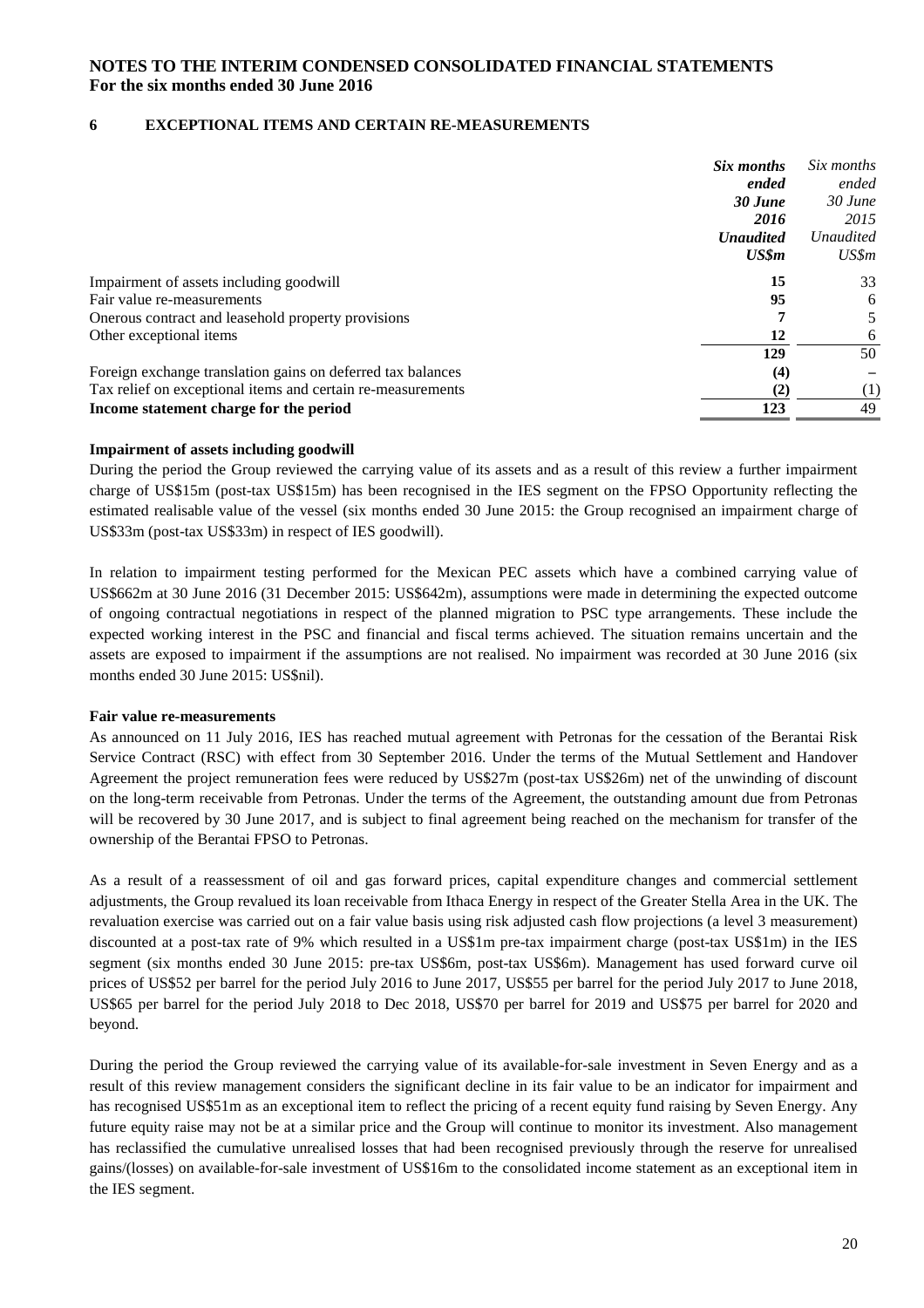# NOTES TO THE INTERIM CONDENSED CONSOLIDATED FINANCIAL STATEMENTS
**For the six months ended 30 June 2016**

## 6 EXCEPTIONAL ITEMS AND CERTAIN RE-MEASUREMENTS

| | ***Six months ended 30 June 2016 Unaudited US$m*** | *Six months ended 30 June 2015 Unaudited US$m* |
|---|---|---|
| Impairment of assets including goodwill | **15** | 33 |
| Fair value re-measurements | **95** | 6 |
| Onerous contract and leasehold property provisions | **7** | 5 |
| Other exceptional items | **12** | 6 |
| | **129** | 50 |
| Foreign exchange translation gains on deferred tax balances | **(4)** | – |
| Tax relief on exceptional items and certain re-measurements | **(2)** | (1) |
| **Income statement charge for the period** | **123** | 49 |

**Impairment of assets including goodwill**

During the period the Group reviewed the carrying value of its assets and as a result of this review a further impairment charge of US$15m (post-tax US$15m) has been recognised in the IES segment on the FPSO Opportunity reflecting the estimated realisable value of the vessel (six months ended 30 June 2015: the Group recognised an impairment charge of US$33m (post-tax US$33m) in respect of IES goodwill).

In relation to impairment testing performed for the Mexican PEC assets which have a combined carrying value of US$662m at 30 June 2016 (31 December 2015: US$642m), assumptions were made in determining the expected outcome of ongoing contractual negotiations in respect of the planned migration to PSC type arrangements. These include the expected working interest in the PSC and financial and fiscal terms achieved. The situation remains uncertain and the assets are exposed to impairment if the assumptions are not realised. No impairment was recorded at 30 June 2016 (six months ended 30 June 2015: US$nil).

**Fair value re-measurements**

As announced on 11 July 2016, IES has reached mutual agreement with Petronas for the cessation of the Berantai Risk Service Contract (RSC) with effect from 30 September 2016. Under the terms of the Mutual Settlement and Handover Agreement the project remuneration fees were reduced by US$27m (post-tax US$26m) net of the unwinding of discount on the long-term receivable from Petronas. Under the terms of the Agreement, the outstanding amount due from Petronas will be recovered by 30 June 2017, and is subject to final agreement being reached on the mechanism for transfer of the ownership of the Berantai FPSO to Petronas.

As a result of a reassessment of oil and gas forward prices, capital expenditure changes and commercial settlement adjustments, the Group revalued its loan receivable from Ithaca Energy in respect of the Greater Stella Area in the UK. The revaluation exercise was carried out on a fair value basis using risk adjusted cash flow projections (a level 3 measurement) discounted at a post-tax rate of 9% which resulted in a US$1m pre-tax impairment charge (post-tax US$1m) in the IES segment (six months ended 30 June 2015: pre-tax US$6m, post-tax US$6m). Management has used forward curve oil prices of US$52 per barrel for the period July 2016 to June 2017, US$55 per barrel for the period July 2017 to June 2018, US$65 per barrel for the period July 2018 to Dec 2018, US$70 per barrel for 2019 and US$75 per barrel for 2020 and beyond.

During the period the Group reviewed the carrying value of its available-for-sale investment in Seven Energy and as a result of this review management considers the significant decline in its fair value to be an indicator for impairment and has recognised US$51m as an exceptional item to reflect the pricing of a recent equity fund raising by Seven Energy. Any future equity raise may not be at a similar price and the Group will continue to monitor its investment. Also management has reclassified the cumulative unrealised losses that had been recognised previously through the reserve for unrealised gains/(losses) on available-for-sale investment of US$16m to the consolidated income statement as an exceptional item in the IES segment.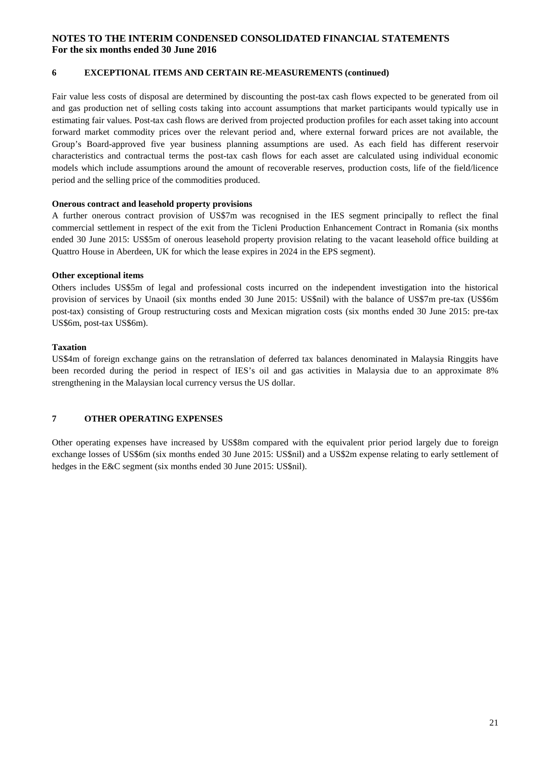# NOTES TO THE INTERIM CONDENSED CONSOLIDATED FINANCIAL STATEMENTS
**For the six months ended 30 June 2016**

## 6 EXCEPTIONAL ITEMS AND CERTAIN RE-MEASUREMENTS (continued)

Fair value less costs of disposal are determined by discounting the post-tax cash flows expected to be generated from oil and gas production net of selling costs taking into account assumptions that market participants would typically use in estimating fair values. Post-tax cash flows are derived from projected production profiles for each asset taking into account forward market commodity prices over the relevant period and, where external forward prices are not available, the Group's Board-approved five year business planning assumptions are used. As each field has different reservoir characteristics and contractual terms the post-tax cash flows for each asset are calculated using individual economic models which include assumptions around the amount of recoverable reserves, production costs, life of the field/licence period and the selling price of the commodities produced.

**Onerous contract and leasehold property provisions**

A further onerous contract provision of US$7m was recognised in the IES segment principally to reflect the final commercial settlement in respect of the exit from the Ticleni Production Enhancement Contract in Romania (six months ended 30 June 2015: US$5m of onerous leasehold property provision relating to the vacant leasehold office building at Quattro House in Aberdeen, UK for which the lease expires in 2024 in the EPS segment).

**Other exceptional items**

Others includes US$5m of legal and professional costs incurred on the independent investigation into the historical provision of services by Unaoil (six months ended 30 June 2015: US$nil) with the balance of US$7m pre-tax (US$6m post-tax) consisting of Group restructuring costs and Mexican migration costs (six months ended 30 June 2015: pre-tax US$6m, post-tax US$6m).

**Taxation**

US$4m of foreign exchange gains on the retranslation of deferred tax balances denominated in Malaysia Ringgits have been recorded during the period in respect of IES's oil and gas activities in Malaysia due to an approximate 8% strengthening in the Malaysian local currency versus the US dollar.

## 7 OTHER OPERATING EXPENSES

Other operating expenses have increased by US$8m compared with the equivalent prior period largely due to foreign exchange losses of US$6m (six months ended 30 June 2015: US$nil) and a US$2m expense relating to early settlement of hedges in the E&C segment (six months ended 30 June 2015: US$nil).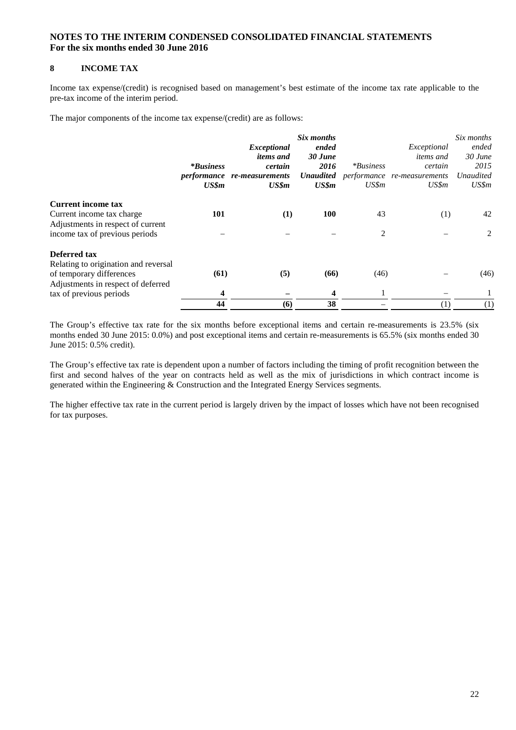**NOTES TO THE INTERIM CONDENSED CONSOLIDATED FINANCIAL STATEMENTS**
**For the six months ended 30 June 2016**

## 8 INCOME TAX

Income tax expense/(credit) is recognised based on management's best estimate of the income tax rate applicable to the pre-tax income of the interim period.

The major components of the income tax expense/(credit) are as follows:

| | ***Business performance US$m** | ***Exceptional items and certain re-measurements US$m*** | ***Six months ended 30 June 2016 Unaudited US$m*** | *\*Business performance US$m* | *Exceptional items and certain re-measurements US$m* | *Six months ended 30 June 2015 Unaudited US$m* |
|---|---|---|---|---|---|---|
| **Current income tax** | | | | | | |
| Current income tax charge | **101** | **(1)** | **100** | 43 | (1) | 42 |
| Adjustments in respect of current income tax of previous periods | – | – | – | 2 | – | 2 |
| **Deferred tax** | | | | | | |
| Relating to origination and reversal of temporary differences | **(61)** | **(5)** | **(66)** | (46) | – | (46) |
| Adjustments in respect of deferred tax of previous periods | **4** | **–** | **4** | 1 | – | 1 |
| | **44** | **(6)** | **38** | – | (1) | (1) |

The Group's effective tax rate for the six months before exceptional items and certain re-measurements is 23.5% (six months ended 30 June 2015: 0.0%) and post exceptional items and certain re-measurements is 65.5% (six months ended 30 June 2015: 0.5% credit).

The Group's effective tax rate is dependent upon a number of factors including the timing of profit recognition between the first and second halves of the year on contracts held as well as the mix of jurisdictions in which contract income is generated within the Engineering & Construction and the Integrated Energy Services segments.

The higher effective tax rate in the current period is largely driven by the impact of losses which have not been recognised for tax purposes.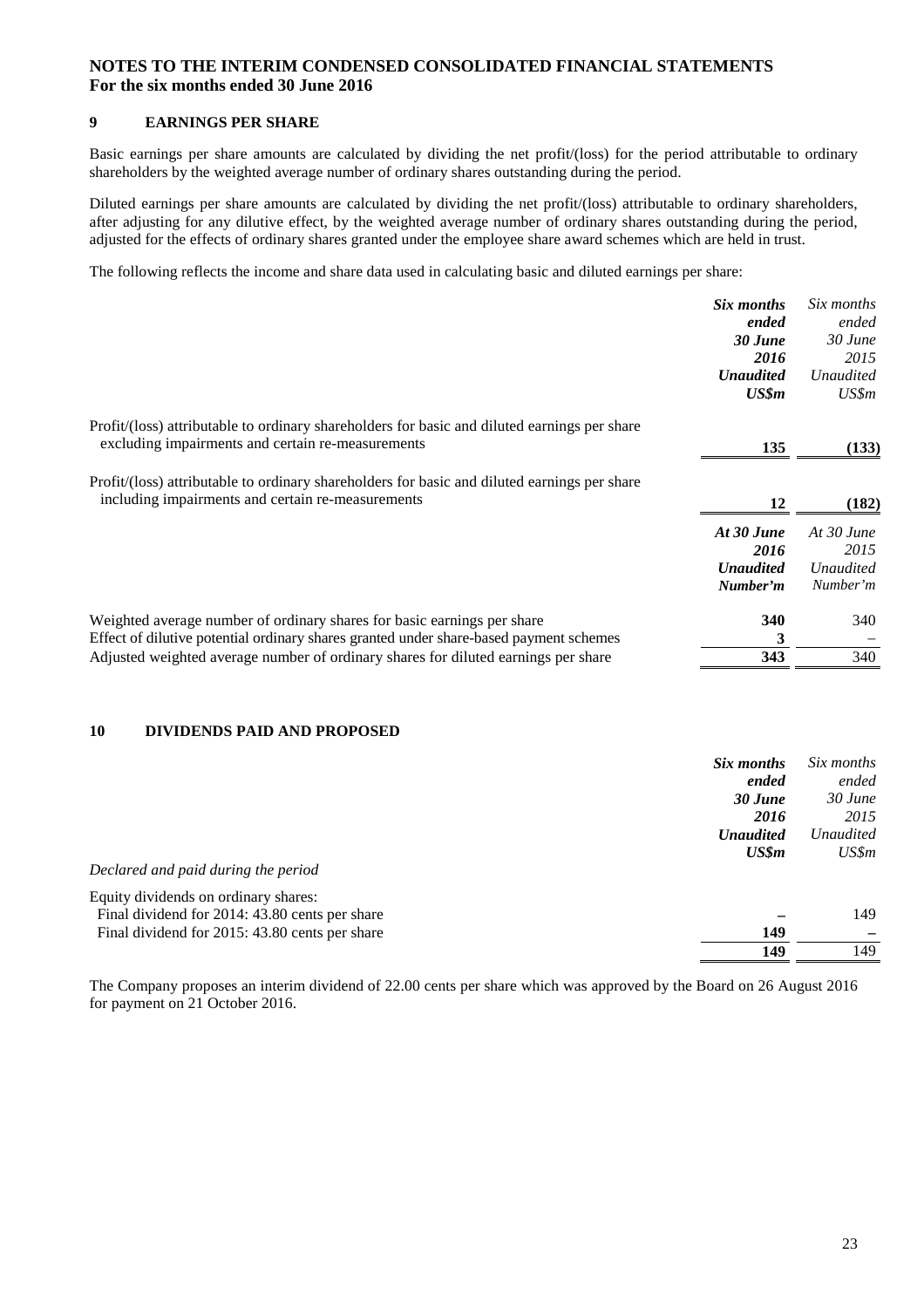## NOTES TO THE INTERIM CONDENSED CONSOLIDATED FINANCIAL STATEMENTS
## For the six months ended 30 June 2016

### 9 EARNINGS PER SHARE

Basic earnings per share amounts are calculated by dividing the net profit/(loss) for the period attributable to ordinary shareholders by the weighted average number of ordinary shares outstanding during the period.

Diluted earnings per share amounts are calculated by dividing the net profit/(loss) attributable to ordinary shareholders, after adjusting for any dilutive effect, by the weighted average number of ordinary shares outstanding during the period, adjusted for the effects of ordinary shares granted under the employee share award schemes which are held in trust.

The following reflects the income and share data used in calculating basic and diluted earnings per share:

| | ***Six months ended 30 June 2016 Unaudited US\$m*** | *Six months ended 30 June 2015 Unaudited US\$m* |
|---|---|---|
| Profit/(loss) attributable to ordinary shareholders for basic and diluted earnings per share excluding impairments and certain re-measurements | **135** | (133) |
| Profit/(loss) attributable to ordinary shareholders for basic and diluted earnings per share including impairments and certain re-measurements | **12** | (182) |
| | ***At 30 June 2016 Unaudited Number'm*** | *At 30 June 2015 Unaudited Number'm* |
| Weighted average number of ordinary shares for basic earnings per share | **340** | 340 |
| Effect of dilutive potential ordinary shares granted under share-based payment schemes | **3** | – |
| Adjusted weighted average number of ordinary shares for diluted earnings per share | **343** | 340 |

### 10 DIVIDENDS PAID AND PROPOSED

| | ***Six months ended 30 June 2016 Unaudited US\$m*** | *Six months ended 30 June 2015 Unaudited US\$m* |
|---|---|---|
| *Declared and paid during the period* | | |
| Equity dividends on ordinary shares: | | |
| Final dividend for 2014: 43.80 cents per share | **–** | 149 |
| Final dividend for 2015: 43.80 cents per share | **149** | – |
| | **149** | 149 |

The Company proposes an interim dividend of 22.00 cents per share which was approved by the Board on 26 August 2016 for payment on 21 October 2016.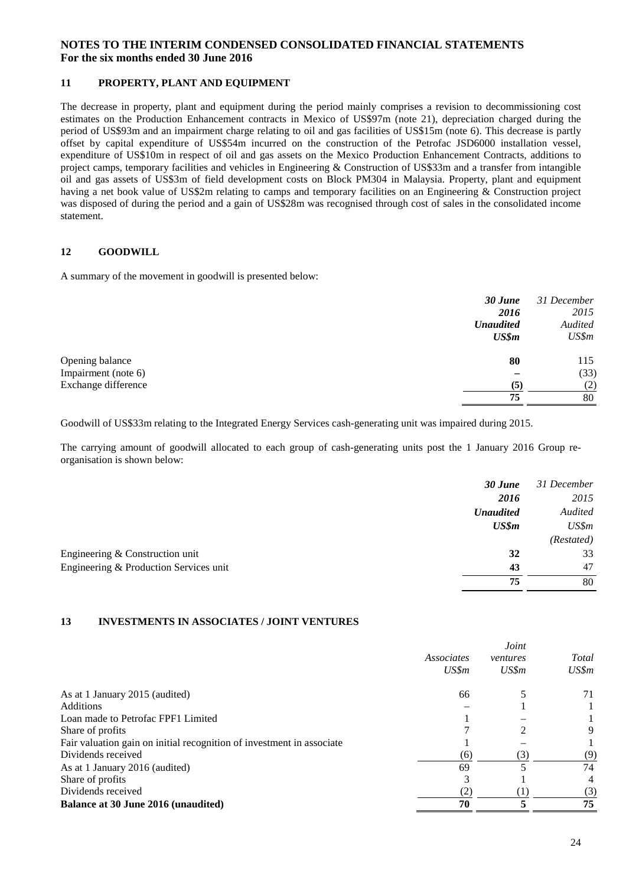# NOTES TO THE INTERIM CONDENSED CONSOLIDATED FINANCIAL STATEMENTS
**For the six months ended 30 June 2016**

## 11 PROPERTY, PLANT AND EQUIPMENT

The decrease in property, plant and equipment during the period mainly comprises a revision to decommissioning cost estimates on the Production Enhancement contracts in Mexico of US$97m (note 21), depreciation charged during the period of US$93m and an impairment charge relating to oil and gas facilities of US$15m (note 6). This decrease is partly offset by capital expenditure of US$54m incurred on the construction of the Petrofac JSD6000 installation vessel, expenditure of US$10m in respect of oil and gas assets on the Mexico Production Enhancement Contracts, additions to project camps, temporary facilities and vehicles in Engineering & Construction of US$33m and a transfer from intangible oil and gas assets of US$3m of field development costs on Block PM304 in Malaysia. Property, plant and equipment having a net book value of US$2m relating to camps and temporary facilities on an Engineering & Construction project was disposed of during the period and a gain of US$28m was recognised through cost of sales in the consolidated income statement.

## 12 GOODWILL

A summary of the movement in goodwill is presented below:

| | ***30 June 2016 Unaudited US$m*** | *31 December 2015 Audited US$m* |
|---|---|---|
| Opening balance | **80** | 115 |
| Impairment (note 6) | **–** | (33) |
| Exchange difference | **(5)** | (2) |
| | **75** | 80 |

Goodwill of US$33m relating to the Integrated Energy Services cash-generating unit was impaired during 2015.

The carrying amount of goodwill allocated to each group of cash-generating units post the 1 January 2016 Group re-organisation is shown below:

| | ***30 June 2016 Unaudited US$m*** | *31 December 2015 Audited US$m (Restated)* |
|---|---|---|
| Engineering & Construction unit | **32** | 33 |
| Engineering & Production Services unit | **43** | 47 |
| | **75** | 80 |

## 13 INVESTMENTS IN ASSOCIATES / JOINT VENTURES

| | *Associates US$m* | *Joint ventures US$m* | *Total US$m* |
|---|---|---|---|
| As at 1 January 2015 (audited) | 66 | 5 | 71 |
| Additions | – | 1 | 1 |
| Loan made to Petrofac FPF1 Limited | 1 | – | 1 |
| Share of profits | 7 | 2 | 9 |
| Fair valuation gain on initial recognition of investment in associate | 1 | – | 1 |
| Dividends received | (6) | (3) | (9) |
| As at 1 January 2016 (audited) | 69 | 5 | 74 |
| Share of profits | 3 | 1 | 4 |
| Dividends received | (2) | (1) | (3) |
| **Balance at 30 June 2016 (unaudited)** | **70** | **5** | **75** |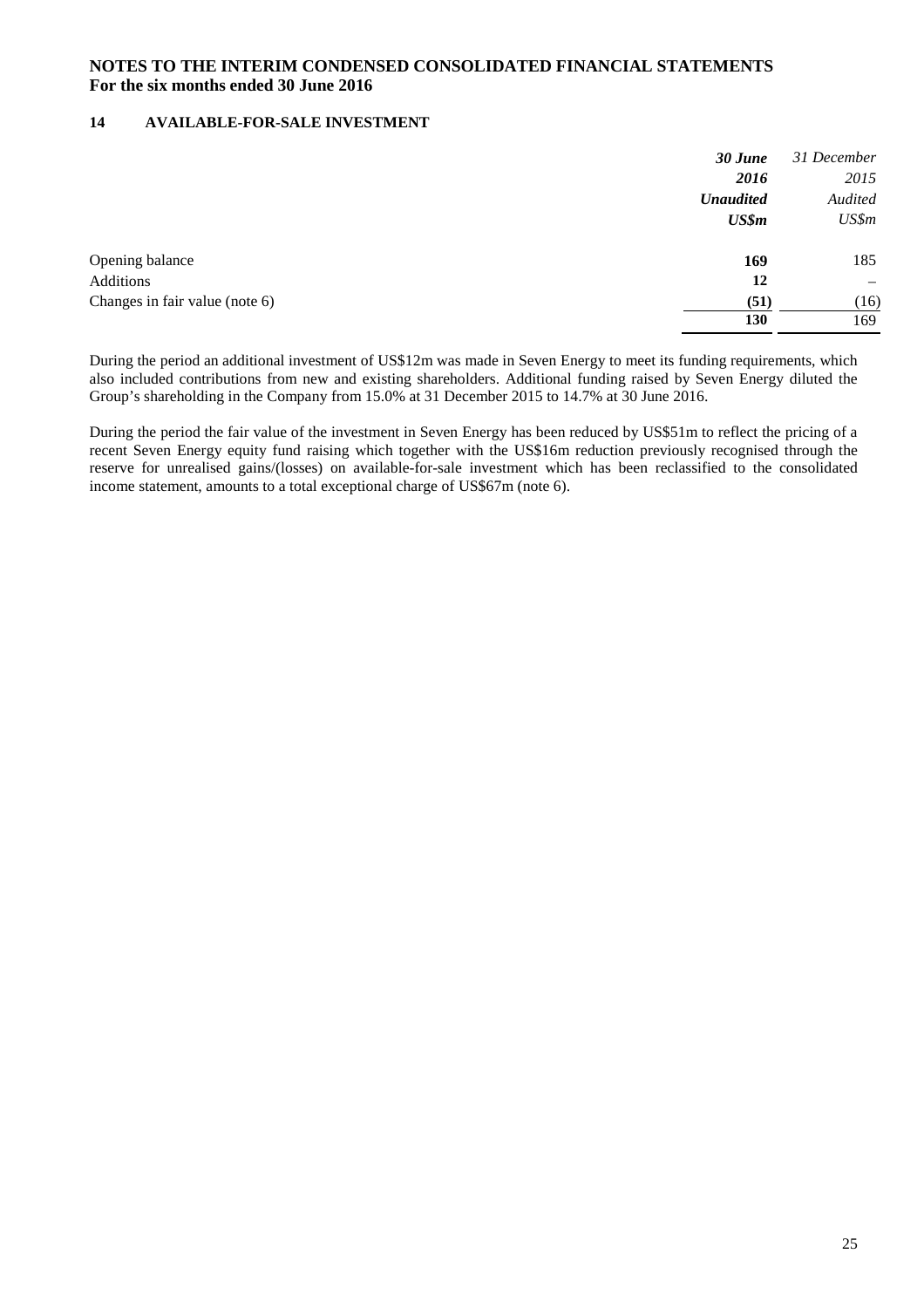# NOTES TO THE INTERIM CONDENSED CONSOLIDATED FINANCIAL STATEMENTS
## For the six months ended 30 June 2016

### 14 AVAILABLE-FOR-SALE INVESTMENT

| | ***30 June 2016 Unaudited US$m*** | *31 December 2015 Audited US$m* |
|---|---|---|
| Opening balance | **169** | 185 |
| Additions | **12** | – |
| Changes in fair value (note 6) | **(51)** | (16) |
| | **130** | 169 |

During the period an additional investment of US$12m was made in Seven Energy to meet its funding requirements, which also included contributions from new and existing shareholders. Additional funding raised by Seven Energy diluted the Group's shareholding in the Company from 15.0% at 31 December 2015 to 14.7% at 30 June 2016.

During the period the fair value of the investment in Seven Energy has been reduced by US$51m to reflect the pricing of a recent Seven Energy equity fund raising which together with the US$16m reduction previously recognised through the reserve for unrealised gains/(losses) on available-for-sale investment which has been reclassified to the consolidated income statement, amounts to a total exceptional charge of US$67m (note 6).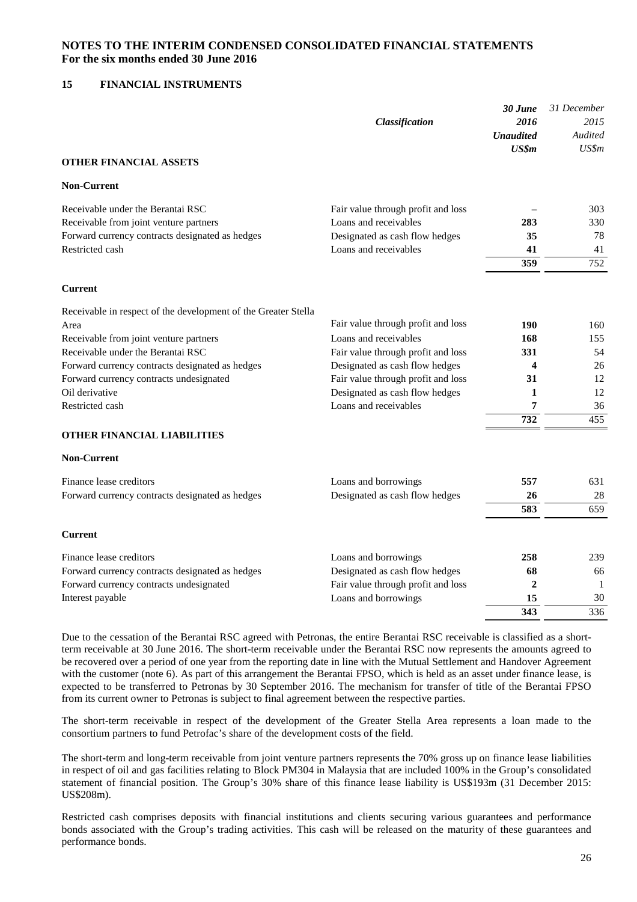**NOTES TO THE INTERIM CONDENSED CONSOLIDATED FINANCIAL STATEMENTS**
**For the six months ended 30 June 2016**

## 15 FINANCIAL INSTRUMENTS

| | *Classification* | ***30 June 2016 Unaudited US$m*** | *31 December 2015 Audited US$m* |
|---|---|---|---|
| **OTHER FINANCIAL ASSETS** | | | |
| **Non-Current** | | | |
| Receivable under the Berantai RSC | Fair value through profit and loss | – | 303 |
| Receivable from joint venture partners | Loans and receivables | **283** | 330 |
| Forward currency contracts designated as hedges | Designated as cash flow hedges | **35** | 78 |
| Restricted cash | Loans and receivables | **41** | 41 |
| | | **359** | 752 |
| **Current** | | | |
| Receivable in respect of the development of the Greater Stella Area | Fair value through profit and loss | **190** | 160 |
| Receivable from joint venture partners | Loans and receivables | **168** | 155 |
| Receivable under the Berantai RSC | Fair value through profit and loss | **331** | 54 |
| Forward currency contracts designated as hedges | Designated as cash flow hedges | **4** | 26 |
| Forward currency contracts undesignated | Fair value through profit and loss | **31** | 12 |
| Oil derivative | Designated as cash flow hedges | **1** | 12 |
| Restricted cash | Loans and receivables | **7** | 36 |
| | | **732** | 455 |
| **OTHER FINANCIAL LIABILITIES** | | | |
| **Non-Current** | | | |
| Finance lease creditors | Loans and borrowings | **557** | 631 |
| Forward currency contracts designated as hedges | Designated as cash flow hedges | **26** | 28 |
| | | **583** | 659 |
| **Current** | | | |
| Finance lease creditors | Loans and borrowings | **258** | 239 |
| Forward currency contracts designated as hedges | Designated as cash flow hedges | **68** | 66 |
| Forward currency contracts undesignated | Fair value through profit and loss | **2** | 1 |
| Interest payable | Loans and borrowings | **15** | 30 |
| | | **343** | 336 |

Due to the cessation of the Berantai RSC agreed with Petronas, the entire Berantai RSC receivable is classified as a short-term receivable at 30 June 2016. The short-term receivable under the Berantai RSC now represents the amounts agreed to be recovered over a period of one year from the reporting date in line with the Mutual Settlement and Handover Agreement with the customer (note 6). As part of this arrangement the Berantai FPSO, which is held as an asset under finance lease, is expected to be transferred to Petronas by 30 September 2016. The mechanism for transfer of title of the Berantai FPSO from its current owner to Petronas is subject to final agreement between the respective parties.

The short-term receivable in respect of the development of the Greater Stella Area represents a loan made to the consortium partners to fund Petrofac's share of the development costs of the field.

The short-term and long-term receivable from joint venture partners represents the 70% gross up on finance lease liabilities in respect of oil and gas facilities relating to Block PM304 in Malaysia that are included 100% in the Group's consolidated statement of financial position. The Group's 30% share of this finance lease liability is US$193m (31 December 2015: US$208m).

Restricted cash comprises deposits with financial institutions and clients securing various guarantees and performance bonds associated with the Group's trading activities. This cash will be released on the maturity of these guarantees and performance bonds.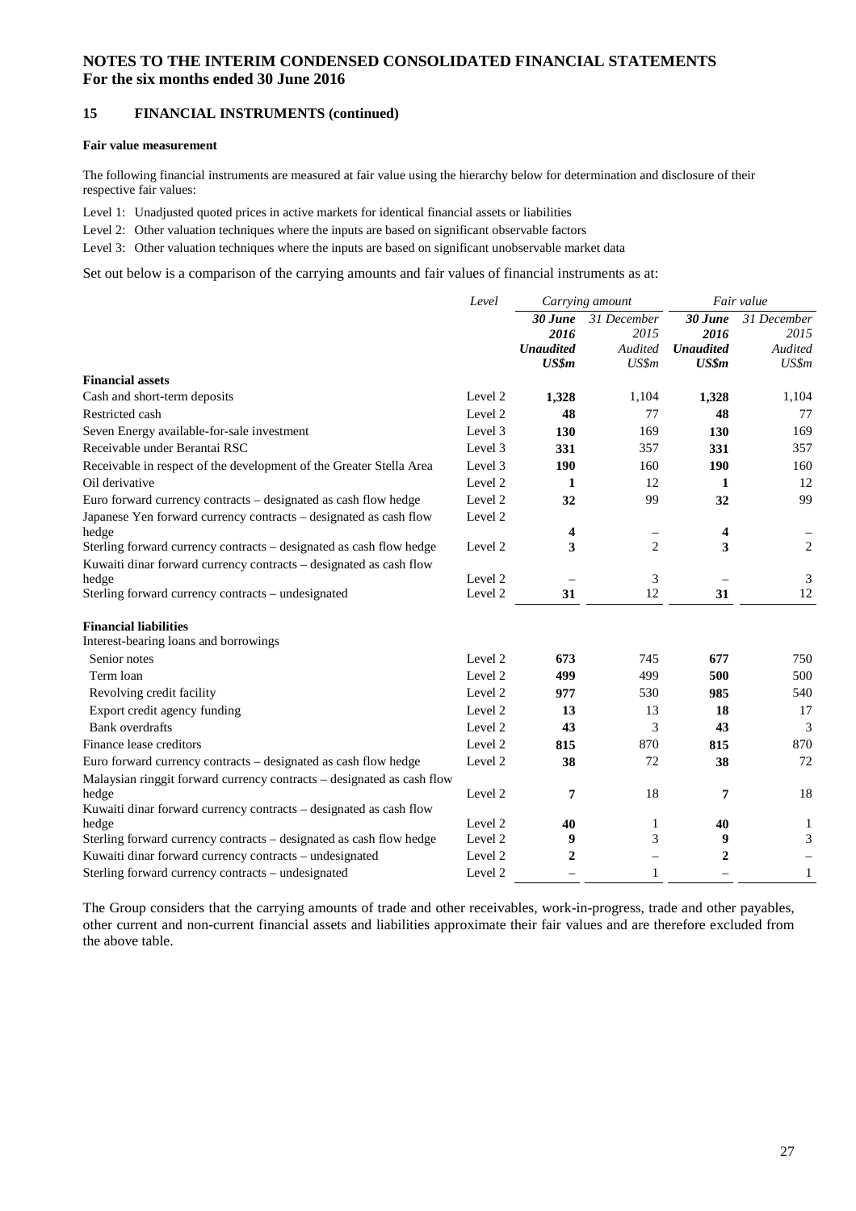# NOTES TO THE INTERIM CONDENSED CONSOLIDATED FINANCIAL STATEMENTS
# For the six months ended 30 June 2016

## 15 FINANCIAL INSTRUMENTS (continued)

### Fair value measurement

The following financial instruments are measured at fair value using the hierarchy below for determination and disclosure of their respective fair values:

Level 1: Unadjusted quoted prices in active markets for identical financial assets or liabilities

Level 2: Other valuation techniques where the inputs are based on significant observable factors

Level 3: Other valuation techniques where the inputs are based on significant unobservable market data

Set out below is a comparison of the carrying amounts and fair values of financial instruments as at:

| | *Level* | *Carrying amount* | | *Fair value* | |
|---|---|---|---|---|---|
| | | ***30 June 2016 Unaudited US$m*** | *31 December 2015 Audited US$m* | ***30 June 2016 Unaudited US$m*** | *31 December 2015 Audited US$m* |
| **Financial assets** | | | | | |
| Cash and short-term deposits | Level 2 | **1,328** | 1,104 | **1,328** | 1,104 |
| Restricted cash | Level 2 | **48** | 77 | **48** | 77 |
| Seven Energy available-for-sale investment | Level 3 | **130** | 169 | **130** | 169 |
| Receivable under Berantai RSC | Level 3 | **331** | 357 | **331** | 357 |
| Receivable in respect of the development of the Greater Stella Area | Level 3 | **190** | 160 | **190** | 160 |
| Oil derivative | Level 2 | **1** | 12 | **1** | 12 |
| Euro forward currency contracts – designated as cash flow hedge | Level 2 | **32** | 99 | **32** | 99 |
| Japanese Yen forward currency contracts – designated as cash flow hedge | Level 2 | **4** | – | **4** | – |
| Sterling forward currency contracts – designated as cash flow hedge | Level 2 | **3** | 2 | **3** | 2 |
| Kuwaiti dinar forward currency contracts – designated as cash flow hedge | Level 2 | **–** | 3 | **–** | 3 |
| Sterling forward currency contracts – undesignated | Level 2 | **31** | 12 | **31** | 12 |
| **Financial liabilities** | | | | | |
| Interest-bearing loans and borrowings | | | | | |
| Senior notes | Level 2 | **673** | 745 | **677** | 750 |
| Term loan | Level 2 | **499** | 499 | **500** | 500 |
| Revolving credit facility | Level 2 | **977** | 530 | **985** | 540 |
| Export credit agency funding | Level 2 | **13** | 13 | **18** | 17 |
| Bank overdrafts | Level 2 | **43** | 3 | **43** | 3 |
| Finance lease creditors | Level 2 | **815** | 870 | **815** | 870 |
| Euro forward currency contracts – designated as cash flow hedge | Level 2 | **38** | 72 | **38** | 72 |
| Malaysian ringgit forward currency contracts – designated as cash flow hedge | Level 2 | **7** | 18 | **7** | 18 |
| Kuwaiti dinar forward currency contracts – designated as cash flow hedge | Level 2 | **40** | 1 | **40** | 1 |
| Sterling forward currency contracts – designated as cash flow hedge | Level 2 | **9** | 3 | **9** | 3 |
| Kuwaiti dinar forward currency contracts – undesignated | Level 2 | **2** | – | **2** | – |
| Sterling forward currency contracts – undesignated | Level 2 | **–** | 1 | **–** | 1 |

The Group considers that the carrying amounts of trade and other receivables, work-in-progress, trade and other payables, other current and non-current financial assets and liabilities approximate their fair values and are therefore excluded from the above table.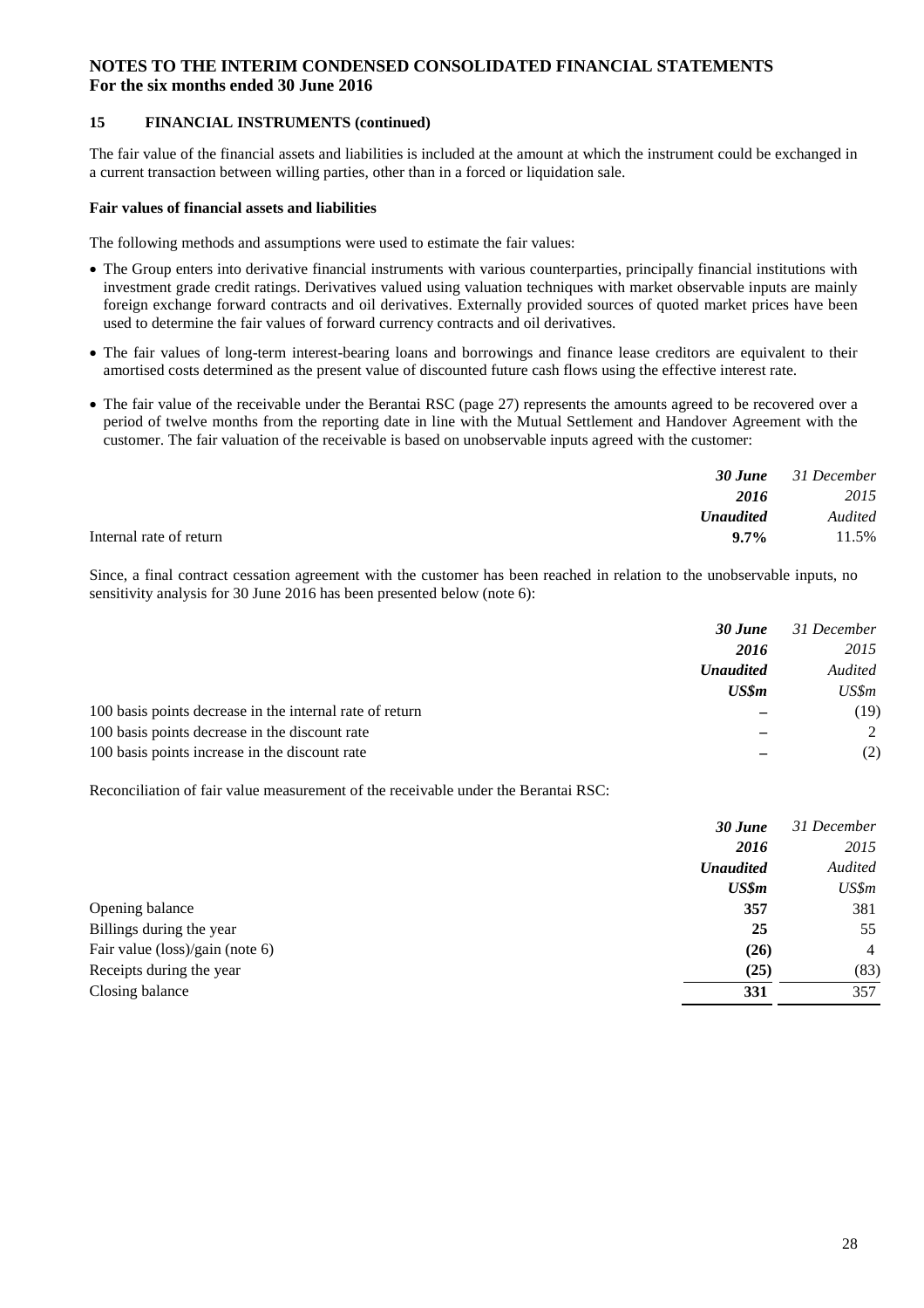# NOTES TO THE INTERIM CONDENSED CONSOLIDATED FINANCIAL STATEMENTS
**For the six months ended 30 June 2016**

## 15 FINANCIAL INSTRUMENTS (continued)

The fair value of the financial assets and liabilities is included at the amount at which the instrument could be exchanged in a current transaction between willing parties, other than in a forced or liquidation sale.

### Fair values of financial assets and liabilities

The following methods and assumptions were used to estimate the fair values:

- The Group enters into derivative financial instruments with various counterparties, principally financial institutions with investment grade credit ratings. Derivatives valued using valuation techniques with market observable inputs are mainly foreign exchange forward contracts and oil derivatives. Externally provided sources of quoted market prices have been used to determine the fair values of forward currency contracts and oil derivatives.
- The fair values of long-term interest-bearing loans and borrowings and finance lease creditors are equivalent to their amortised costs determined as the present value of discounted future cash flows using the effective interest rate.
- The fair value of the receivable under the Berantai RSC (page 27) represents the amounts agreed to be recovered over a period of twelve months from the reporting date in line with the Mutual Settlement and Handover Agreement with the customer. The fair valuation of the receivable is based on unobservable inputs agreed with the customer:

| | ***30 June 2016 Unaudited*** | *31 December 2015 Audited* |
|---|---|---|
| Internal rate of return | **9.7%** | 11.5% |

Since, a final contract cessation agreement with the customer has been reached in relation to the unobservable inputs, no sensitivity analysis for 30 June 2016 has been presented below (note 6):

| | ***30 June 2016 Unaudited US$m*** | *31 December 2015 Audited US$m* |
|---|---|---|
| 100 basis points decrease in the internal rate of return | **–** | (19) |
| 100 basis points decrease in the discount rate | **–** | 2 |
| 100 basis points increase in the discount rate | **–** | (2) |

Reconciliation of fair value measurement of the receivable under the Berantai RSC:

| | ***30 June 2016 Unaudited US$m*** | *31 December 2015 Audited US$m* |
|---|---|---|
| Opening balance | **357** | 381 |
| Billings during the year | **25** | 55 |
| Fair value (loss)/gain (note 6) | **(26)** | 4 |
| Receipts during the year | **(25)** | (83) |
| Closing balance | **331** | 357 |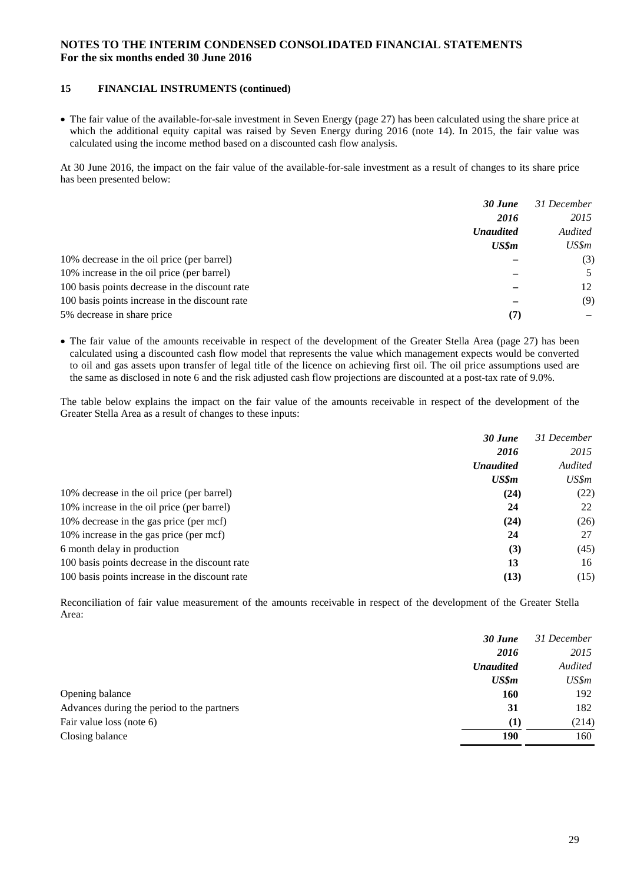## 15 FINANCIAL INSTRUMENTS (continued)

- The fair value of the available-for-sale investment in Seven Energy (page 27) has been calculated using the share price at which the additional equity capital was raised by Seven Energy during 2016 (note 14). In 2015, the fair value was calculated using the income method based on a discounted cash flow analysis.

At 30 June 2016, the impact on the fair value of the available-for-sale investment as a result of changes to its share price has been presented below:

| | ***30 June 2016 Unaudited US$m*** | *31 December 2015 Audited US$m* |
|---|---|---|
| 10% decrease in the oil price (per barrel) | **–** | (3) |
| 10% increase in the oil price (per barrel) | **–** | 5 |
| 100 basis points decrease in the discount rate | **–** | 12 |
| 100 basis points increase in the discount rate | **–** | (9) |
| 5% decrease in share price | **(7)** | – |

- The fair value of the amounts receivable in respect of the development of the Greater Stella Area (page 27) has been calculated using a discounted cash flow model that represents the value which management expects would be converted to oil and gas assets upon transfer of legal title of the licence on achieving first oil. The oil price assumptions used are the same as disclosed in note 6 and the risk adjusted cash flow projections are discounted at a post-tax rate of 9.0%.

The table below explains the impact on the fair value of the amounts receivable in respect of the development of the Greater Stella Area as a result of changes to these inputs:

| | ***30 June 2016 Unaudited US$m*** | *31 December 2015 Audited US$m* |
|---|---|---|
| 10% decrease in the oil price (per barrel) | **(24)** | (22) |
| 10% increase in the oil price (per barrel) | **24** | 22 |
| 10% decrease in the gas price (per mcf) | **(24)** | (26) |
| 10% increase in the gas price (per mcf) | **24** | 27 |
| 6 month delay in production | **(3)** | (45) |
| 100 basis points decrease in the discount rate | **13** | 16 |
| 100 basis points increase in the discount rate | **(13)** | (15) |

Reconciliation of fair value measurement of the amounts receivable in respect of the development of the Greater Stella Area:

| | ***30 June 2016 Unaudited US$m*** | *31 December 2015 Audited US$m* |
|---|---|---|
| Opening balance | **160** | 192 |
| Advances during the period to the partners | **31** | 182 |
| Fair value loss (note 6) | **(1)** | (214) |
| Closing balance | **190** | 160 |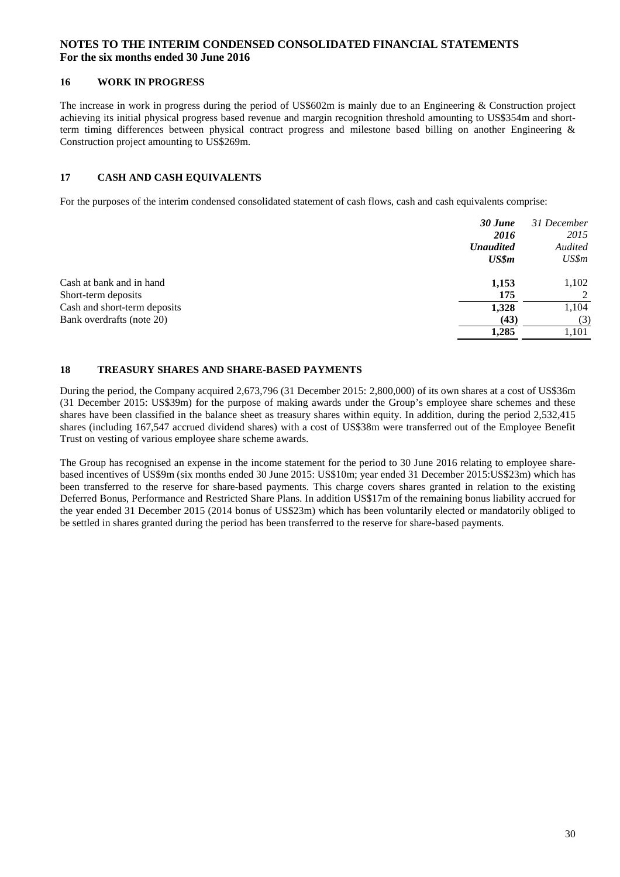# NOTES TO THE INTERIM CONDENSED CONSOLIDATED FINANCIAL STATEMENTS
**For the six months ended 30 June 2016**

## 16 WORK IN PROGRESS

The increase in work in progress during the period of US$602m is mainly due to an Engineering & Construction project achieving its initial physical progress based revenue and margin recognition threshold amounting to US$354m and short-term timing differences between physical contract progress and milestone based billing on another Engineering & Construction project amounting to US$269m.

## 17 CASH AND CASH EQUIVALENTS

For the purposes of the interim condensed consolidated statement of cash flows, cash and cash equivalents comprise:

| | ***30 June 2016*** | *31 December 2015* |
|---|---|---|
| | ***Unaudited*** | *Audited* |
| | ***US$m*** | *US$m* |
| Cash at bank and in hand | **1,153** | 1,102 |
| Short-term deposits | **175** | 2 |
| Cash and short-term deposits | **1,328** | 1,104 |
| Bank overdrafts (note 20) | **(43)** | (3) |
| | **1,285** | 1,101 |

## 18 TREASURY SHARES AND SHARE-BASED PAYMENTS

During the period, the Company acquired 2,673,796 (31 December 2015: 2,800,000) of its own shares at a cost of US$36m (31 December 2015: US$39m) for the purpose of making awards under the Group's employee share schemes and these shares have been classified in the balance sheet as treasury shares within equity. In addition, during the period 2,532,415 shares (including 167,547 accrued dividend shares) with a cost of US$38m were transferred out of the Employee Benefit Trust on vesting of various employee share scheme awards.

The Group has recognised an expense in the income statement for the period to 30 June 2016 relating to employee share-based incentives of US$9m (six months ended 30 June 2015: US$10m; year ended 31 December 2015:US$23m) which has been transferred to the reserve for share-based payments. This charge covers shares granted in relation to the existing Deferred Bonus, Performance and Restricted Share Plans. In addition US$17m of the remaining bonus liability accrued for the year ended 31 December 2015 (2014 bonus of US$23m) which has been voluntarily elected or mandatorily obliged to be settled in shares granted during the period has been transferred to the reserve for share-based payments.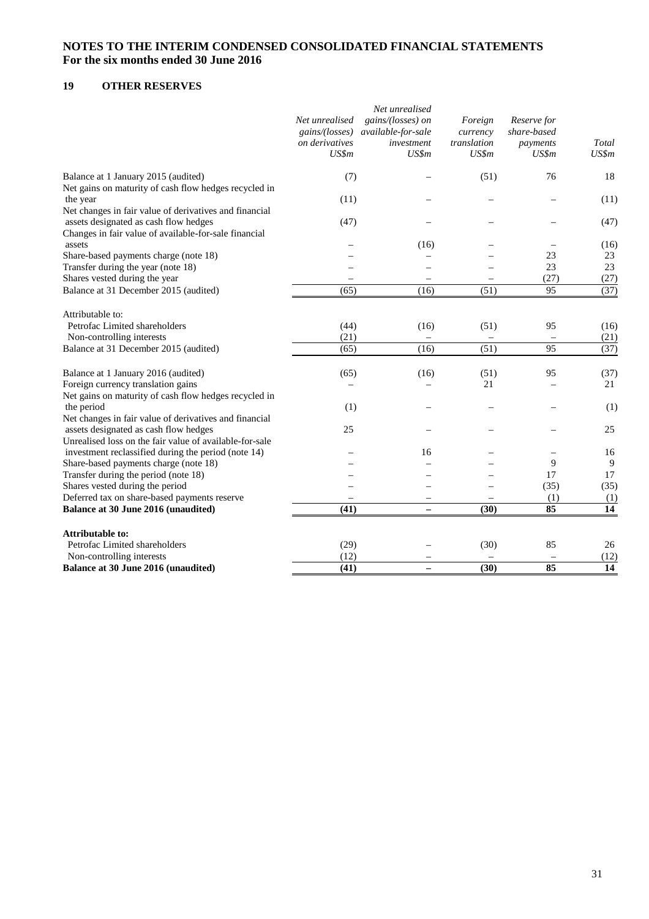# NOTES TO THE INTERIM CONDENSED CONSOLIDATED FINANCIAL STATEMENTS
**For the six months ended 30 June 2016**

## 19 OTHER RESERVES

| | *Net unrealised gains/(losses) on derivatives US$m* | *Net unrealised gains/(losses) on available-for-sale investment US$m* | *Foreign currency translation US$m* | *Reserve for share-based payments US$m* | *Total US$m* |
|---|---|---|---|---|---|
| Balance at 1 January 2015 (audited) | (7) | – | (51) | 76 | 18 |
| Net gains on maturity of cash flow hedges recycled in the year | (11) | – | – | – | (11) |
| Net changes in fair value of derivatives and financial assets designated as cash flow hedges | (47) | – | – | – | (47) |
| Changes in fair value of available-for-sale financial assets | – | (16) | – | – | (16) |
| Share-based payments charge (note 18) | – | – | – | 23 | 23 |
| Transfer during the year (note 18) | – | – | – | 23 | 23 |
| Shares vested during the year | – | – | – | (27) | (27) |
| Balance at 31 December 2015 (audited) | (65) | (16) | (51) | 95 | (37) |
| | | | | | |
| Attributable to: | | | | | |
| Petrofac Limited shareholders | (44) | (16) | (51) | 95 | (16) |
| Non-controlling interests | (21) | – | – | – | (21) |
| Balance at 31 December 2015 (audited) | (65) | (16) | (51) | 95 | (37) |
| | | | | | |
| Balance at 1 January 2016 (audited) | (65) | (16) | (51) | 95 | (37) |
| Foreign currency translation gains | – | – | 21 | – | 21 |
| Net gains on maturity of cash flow hedges recycled in the period | (1) | – | – | – | (1) |
| Net changes in fair value of derivatives and financial assets designated as cash flow hedges | 25 | – | – | – | 25 |
| Unrealised loss on the fair value of available-for-sale investment reclassified during the period (note 14) | – | 16 | – | – | 16 |
| Share-based payments charge (note 18) | – | – | – | 9 | 9 |
| Transfer during the period (note 18) | – | – | – | 17 | 17 |
| Shares vested during the period | – | – | – | (35) | (35) |
| Deferred tax on share-based payments reserve | – | – | – | (1) | (1) |
| **Balance at 30 June 2016 (unaudited)** | **(41)** | **–** | **(30)** | **85** | **14** |
| | | | | | |
| **Attributable to:** | | | | | |
| Petrofac Limited shareholders | (29) | – | (30) | 85 | 26 |
| Non-controlling interests | (12) | – | – | – | (12) |
| **Balance at 30 June 2016 (unaudited)** | **(41)** | **–** | **(30)** | **85** | **14** |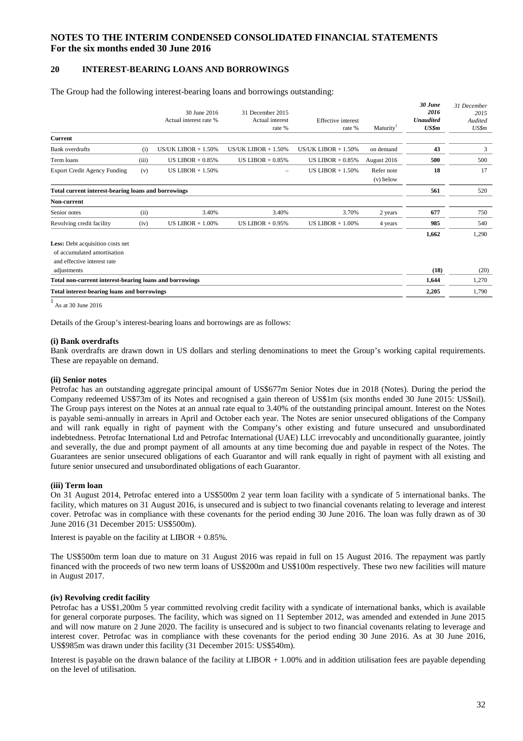# NOTES TO THE INTERIM CONDENSED CONSOLIDATED FINANCIAL STATEMENTS
# For the six months ended 30 June 2016

## 20 INTEREST-BEARING LOANS AND BORROWINGS

The Group had the following interest-bearing loans and borrowings outstanding:

| | | 30 June 2016 Actual interest rate % | 31 December 2015 Actual interest rate % | Effective interest rate % | Maturity[1] | *30 June 2016 Unaudited US$m* | *31 December 2015 Audited US$m* |
|---|---|---|---|---|---|---|---|
| **Current** | | | | | | | |
| Bank overdrafts | (i) | US/UK LIBOR + 1.50% | US/UK LIBOR + 1.50% | US/UK LIBOR + 1.50% | on demand | **43** | 3 |
| Term loans | (iii) | US LIBOR + 0.85% | US LIBOR + 0.85% | US LIBOR + 0.85% | August 2016 | **500** | 500 |
| Export Credit Agency Funding | (v) | US LIBOR + 1.50% | – | US LIBOR + 1.50% | Refer note (v) below | **18** | 17 |
| **Total current interest-bearing loans and borrowings** | | | | | | **561** | 520 |
| **Non-current** | | | | | | | |
| Senior notes | (ii) | 3.40% | 3.40% | 3.70% | 2 years | **677** | 750 |
| Revolving credit facility | (iv) | US LIBOR + 1.00% | US LIBOR + 0.95% | US LIBOR + 1.00% | 4 years | **985** | 540 |
| | | | | | | **1,662** | 1,290 |
| **Less:** Debt acquisition costs net of accumulated amortisation and effective interest rate adjustments | | | | | | **(18)** | (20) |
| **Total non-current interest-bearing loans and borrowings** | | | | | | **1,644** | 1,270 |
| **Total interest-bearing loans and borrowings** | | | | | | **2,205** | 1,790 |

[1] As at 30 June 2016

Details of the Group's interest-bearing loans and borrowings are as follows:

**(i) Bank overdrafts**

Bank overdrafts are drawn down in US dollars and sterling denominations to meet the Group's working capital requirements. These are repayable on demand.

**(ii) Senior notes**

Petrofac has an outstanding aggregate principal amount of US$677m Senior Notes due in 2018 (Notes). During the period the Company redeemed US$73m of its Notes and recognised a gain thereon of US$1m (six months ended 30 June 2015: US$nil). The Group pays interest on the Notes at an annual rate equal to 3.40% of the outstanding principal amount. Interest on the Notes is payable semi-annually in arrears in April and October each year. The Notes are senior unsecured obligations of the Company and will rank equally in right of payment with the Company's other existing and future unsecured and unsubordinated indebtedness. Petrofac International Ltd and Petrofac International (UAE) LLC irrevocably and unconditionally guarantee, jointly and severally, the due and prompt payment of all amounts at any time becoming due and payable in respect of the Notes. The Guarantees are senior unsecured obligations of each Guarantor and will rank equally in right of payment with all existing and future senior unsecured and unsubordinated obligations of each Guarantor.

**(iii) Term loan**

On 31 August 2014, Petrofac entered into a US$500m 2 year term loan facility with a syndicate of 5 international banks. The facility, which matures on 31 August 2016, is unsecured and is subject to two financial covenants relating to leverage and interest cover. Petrofac was in compliance with these covenants for the period ending 30 June 2016. The loan was fully drawn as of 30 June 2016 (31 December 2015: US$500m).

Interest is payable on the facility at LIBOR + 0.85%.

The US$500m term loan due to mature on 31 August 2016 was repaid in full on 15 August 2016. The repayment was partly financed with the proceeds of two new term loans of US$200m and US$100m respectively. These two new facilities will mature in August 2017.

**(iv) Revolving credit facility**

Petrofac has a US$1,200m 5 year committed revolving credit facility with a syndicate of international banks, which is available for general corporate purposes. The facility, which was signed on 11 September 2012, was amended and extended in June 2015 and will now mature on 2 June 2020. The facility is unsecured and is subject to two financial covenants relating to leverage and interest cover. Petrofac was in compliance with these covenants for the period ending 30 June 2016. As at 30 June 2016, US$985m was drawn under this facility (31 December 2015: US$540m).

Interest is payable on the drawn balance of the facility at LIBOR + 1.00% and in addition utilisation fees are payable depending on the level of utilisation.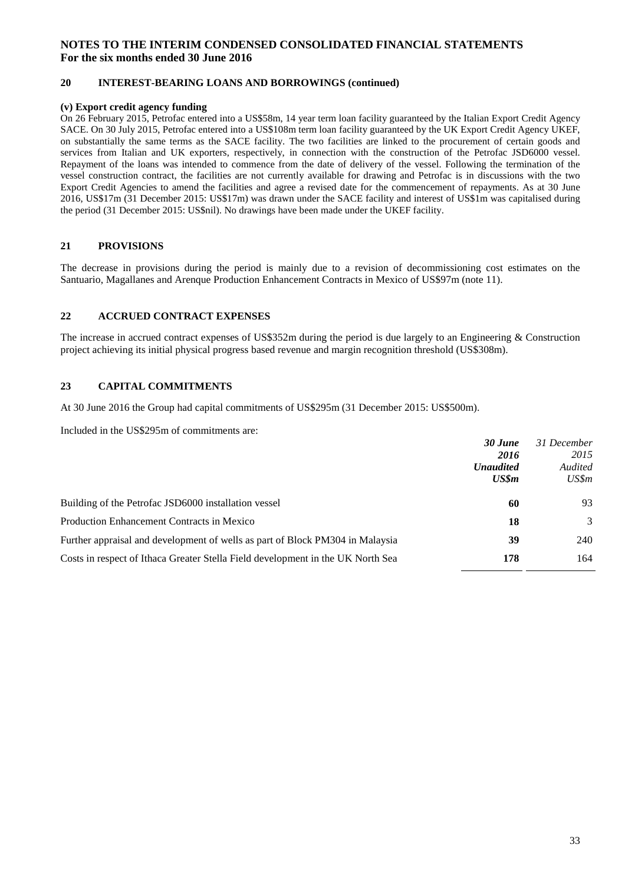# NOTES TO THE INTERIM CONDENSED CONSOLIDATED FINANCIAL STATEMENTS
**For the six months ended 30 June 2016**

## 20 INTEREST-BEARING LOANS AND BORROWINGS (continued)

**(v) Export credit agency funding**

On 26 February 2015, Petrofac entered into a US$58m, 14 year term loan facility guaranteed by the Italian Export Credit Agency SACE. On 30 July 2015, Petrofac entered into a US$108m term loan facility guaranteed by the UK Export Credit Agency UKEF, on substantially the same terms as the SACE facility. The two facilities are linked to the procurement of certain goods and services from Italian and UK exporters, respectively, in connection with the construction of the Petrofac JSD6000 vessel. Repayment of the loans was intended to commence from the date of delivery of the vessel. Following the termination of the vessel construction contract, the facilities are not currently available for drawing and Petrofac is in discussions with the two Export Credit Agencies to amend the facilities and agree a revised date for the commencement of repayments. As at 30 June 2016, US$17m (31 December 2015: US$17m) was drawn under the SACE facility and interest of US$1m was capitalised during the period (31 December 2015: US$nil). No drawings have been made under the UKEF facility.

## 21 PROVISIONS

The decrease in provisions during the period is mainly due to a revision of decommissioning cost estimates on the Santuario, Magallanes and Arenque Production Enhancement Contracts in Mexico of US$97m (note 11).

## 22 ACCRUED CONTRACT EXPENSES

The increase in accrued contract expenses of US$352m during the period is due largely to an Engineering & Construction project achieving its initial physical progress based revenue and margin recognition threshold (US$308m).

## 23 CAPITAL COMMITMENTS

At 30 June 2016 the Group had capital commitments of US$295m (31 December 2015: US$500m).

Included in the US$295m of commitments are:

| | ***30 June 2016 Unaudited US$m*** | *31 December 2015 Audited US$m* |
|---|---|---|
| Building of the Petrofac JSD6000 installation vessel | **60** | 93 |
| Production Enhancement Contracts in Mexico | **18** | 3 |
| Further appraisal and development of wells as part of Block PM304 in Malaysia | **39** | 240 |
| Costs in respect of Ithaca Greater Stella Field development in the UK North Sea | **178** | 164 |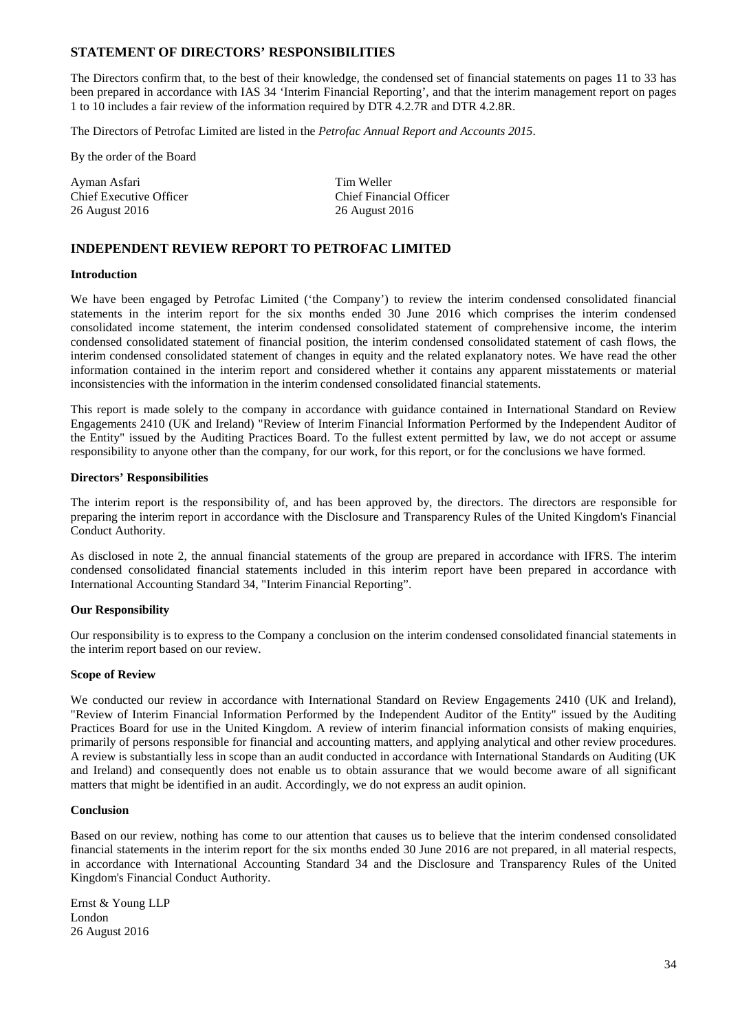## STATEMENT OF DIRECTORS' RESPONSIBILITIES

The Directors confirm that, to the best of their knowledge, the condensed set of financial statements on pages 11 to 33 has been prepared in accordance with IAS 34 'Interim Financial Reporting', and that the interim management report on pages 1 to 10 includes a fair review of the information required by DTR 4.2.7R and DTR 4.2.8R.

The Directors of Petrofac Limited are listed in the *Petrofac Annual Report and Accounts 2015*.

By the order of the Board

| | |
|---|---|
| Ayman Asfari | Tim Weller |
| Chief Executive Officer | Chief Financial Officer |
| 26 August 2016 | 26 August 2016 |

## INDEPENDENT REVIEW REPORT TO PETROFAC LIMITED

**Introduction**

We have been engaged by Petrofac Limited ('the Company') to review the interim condensed consolidated financial statements in the interim report for the six months ended 30 June 2016 which comprises the interim condensed consolidated income statement, the interim condensed consolidated statement of comprehensive income, the interim condensed consolidated statement of financial position, the interim condensed consolidated statement of cash flows, the interim condensed consolidated statement of changes in equity and the related explanatory notes. We have read the other information contained in the interim report and considered whether it contains any apparent misstatements or material inconsistencies with the information in the interim condensed consolidated financial statements.

This report is made solely to the company in accordance with guidance contained in International Standard on Review Engagements 2410 (UK and Ireland) "Review of Interim Financial Information Performed by the Independent Auditor of the Entity" issued by the Auditing Practices Board. To the fullest extent permitted by law, we do not accept or assume responsibility to anyone other than the company, for our work, for this report, or for the conclusions we have formed.

**Directors' Responsibilities**

The interim report is the responsibility of, and has been approved by, the directors. The directors are responsible for preparing the interim report in accordance with the Disclosure and Transparency Rules of the United Kingdom's Financial Conduct Authority.

As disclosed in note 2, the annual financial statements of the group are prepared in accordance with IFRS. The interim condensed consolidated financial statements included in this interim report have been prepared in accordance with International Accounting Standard 34, "Interim Financial Reporting".

**Our Responsibility**

Our responsibility is to express to the Company a conclusion on the interim condensed consolidated financial statements in the interim report based on our review.

**Scope of Review**

We conducted our review in accordance with International Standard on Review Engagements 2410 (UK and Ireland), "Review of Interim Financial Information Performed by the Independent Auditor of the Entity" issued by the Auditing Practices Board for use in the United Kingdom. A review of interim financial information consists of making enquiries, primarily of persons responsible for financial and accounting matters, and applying analytical and other review procedures. A review is substantially less in scope than an audit conducted in accordance with International Standards on Auditing (UK and Ireland) and consequently does not enable us to obtain assurance that we would become aware of all significant matters that might be identified in an audit. Accordingly, we do not express an audit opinion.

**Conclusion**

Based on our review, nothing has come to our attention that causes us to believe that the interim condensed consolidated financial statements in the interim report for the six months ended 30 June 2016 are not prepared, in all material respects, in accordance with International Accounting Standard 34 and the Disclosure and Transparency Rules of the United Kingdom's Financial Conduct Authority.

Ernst & Young LLP
London
26 August 2016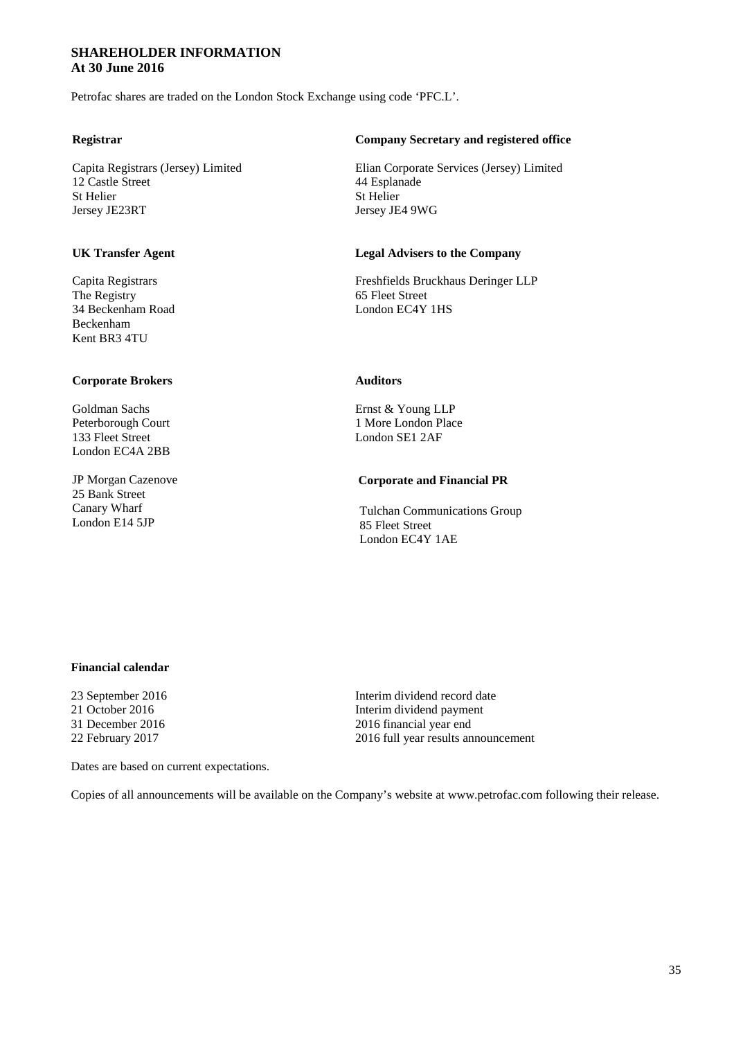# SHAREHOLDER INFORMATION
## At 30 June 2016

Petrofac shares are traded on the London Stock Exchange using code 'PFC.L'.

**Registrar**

Capita Registrars (Jersey) Limited
12 Castle Street
St Helier
Jersey JE23RT

**Company Secretary and registered office**

Elian Corporate Services (Jersey) Limited
44 Esplanade
St Helier
Jersey JE4 9WG

**UK Transfer Agent**

Capita Registrars
The Registry
34 Beckenham Road
Beckenham
Kent BR3 4TU

**Legal Advisers to the Company**

Freshfields Bruckhaus Deringer LLP
65 Fleet Street
London EC4Y 1HS

**Corporate Brokers**

Goldman Sachs
Peterborough Court
133 Fleet Street
London EC4A 2BB

JP Morgan Cazenove
25 Bank Street
Canary Wharf
London E14 5JP

**Auditors**

Ernst & Young LLP
1 More London Place
London SE1 2AF

**Corporate and Financial PR**

Tulchan Communications Group
85 Fleet Street
London EC4Y 1AE

**Financial calendar**

| | |
|---|---|
| 23 September 2016 | Interim dividend record date |
| 21 October 2016 | Interim dividend payment |
| 31 December 2016 | 2016 financial year end |
| 22 February 2017 | 2016 full year results announcement |

Dates are based on current expectations.

Copies of all announcements will be available on the Company's website at www.petrofac.com following their release.